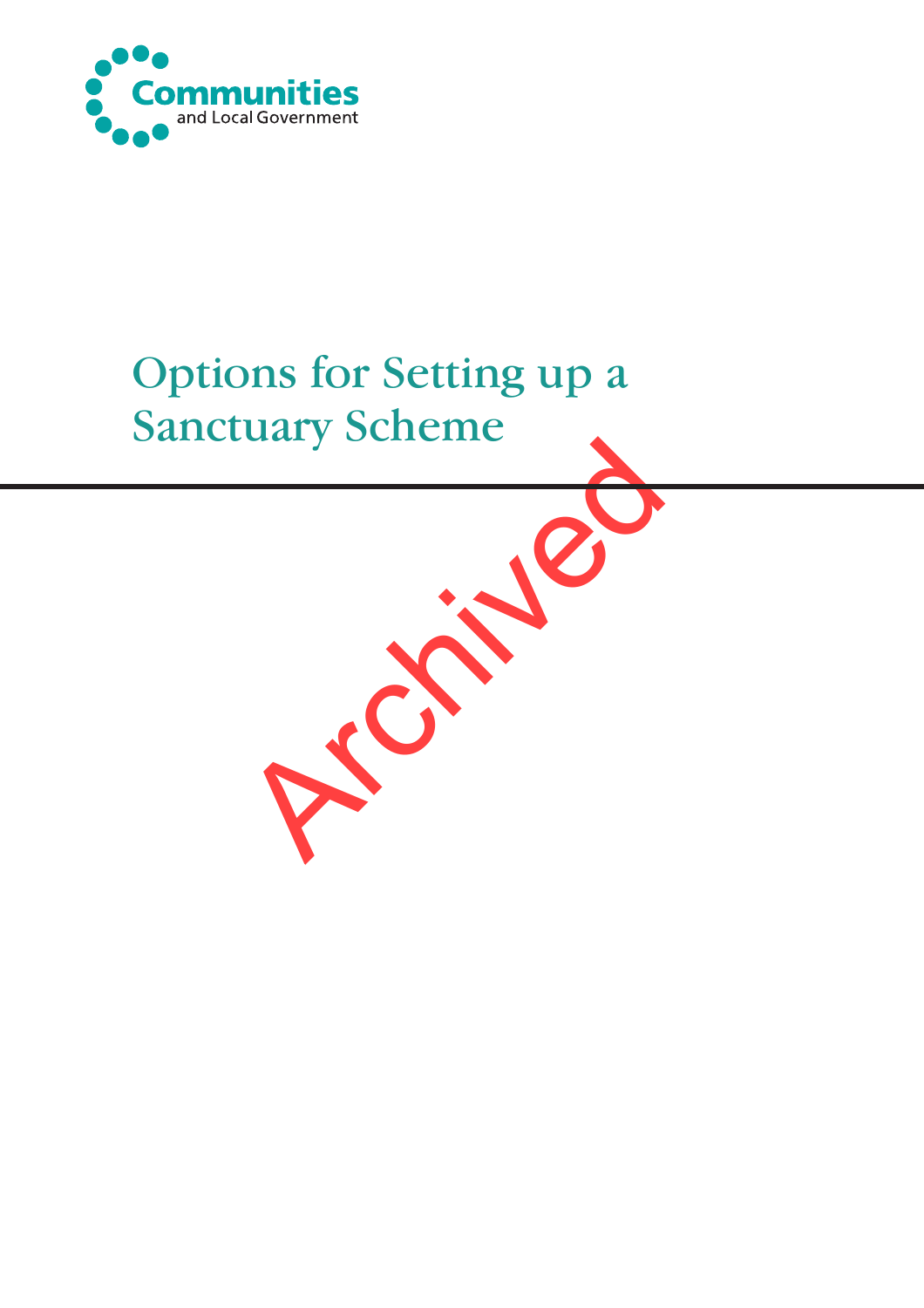Communities and Local Government

# Options for Setting up a Sanctuary Scheme

Archived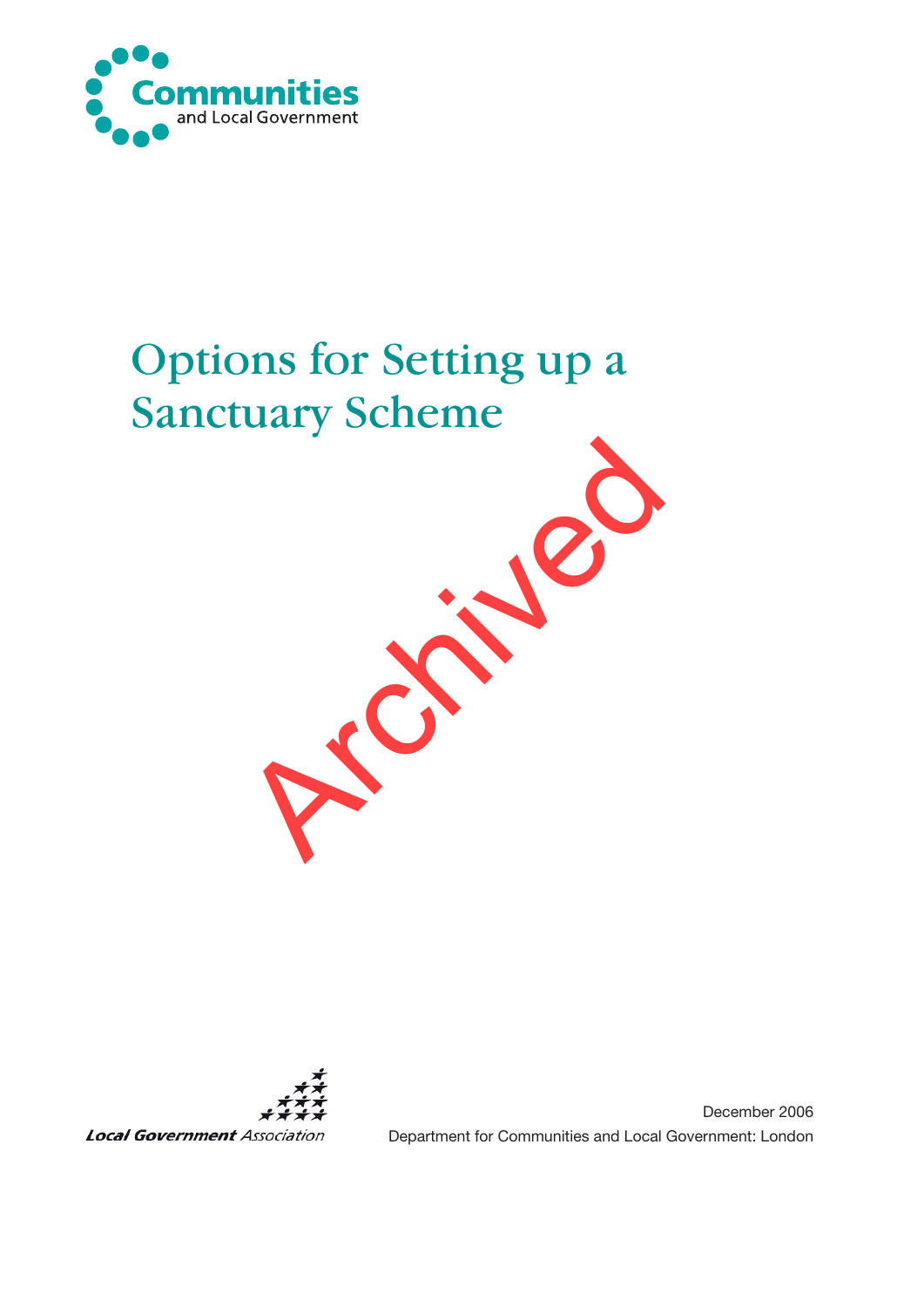Communities and Local Government

# Options for Setting up a Sanctuary Scheme

Archived

Local Government Association

December 2006
Department for Communities and Local Government: London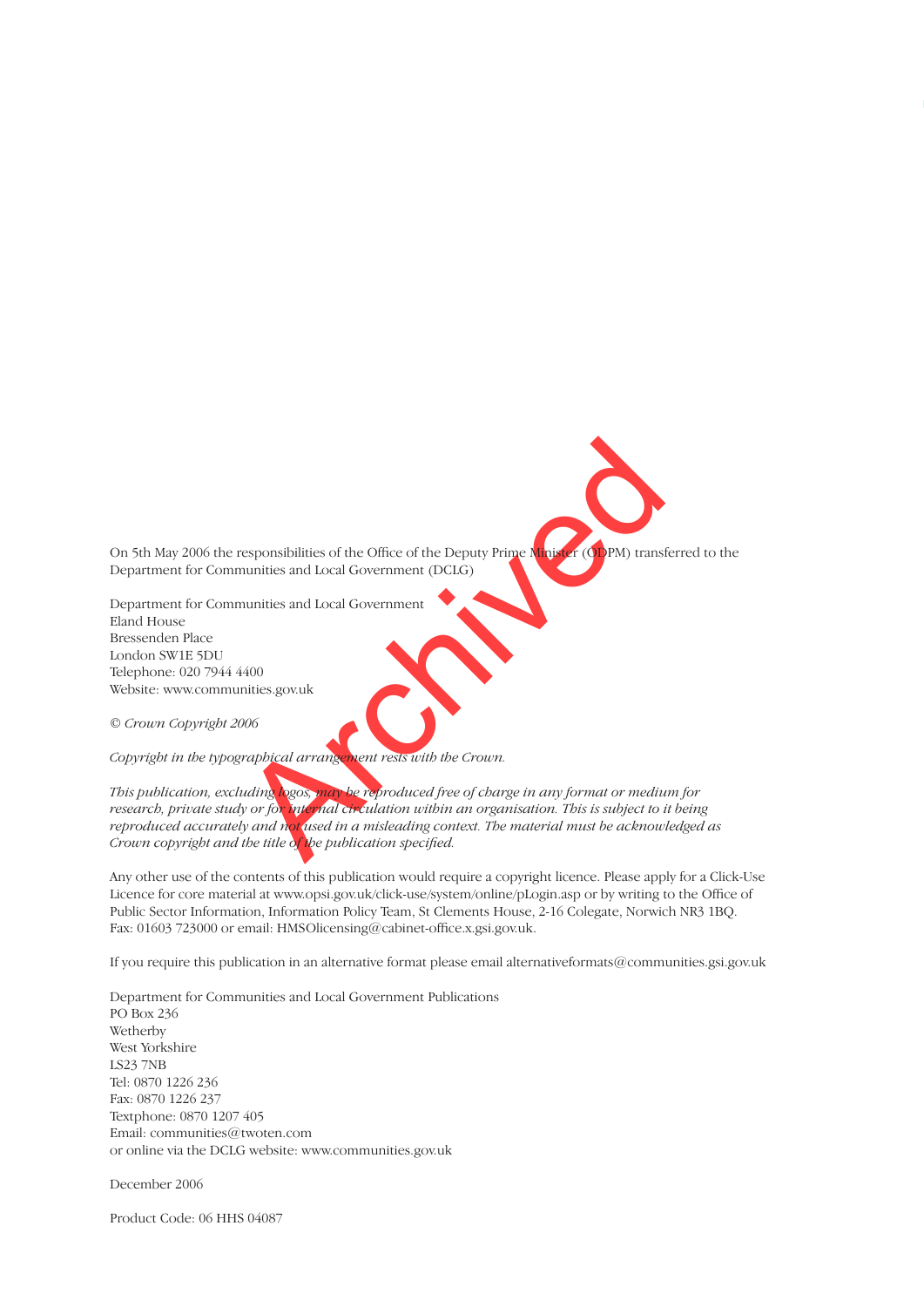On 5th May 2006 the responsibilities of the Office of the Deputy Prime Minister (ODPM) transferred to the Department for Communities and Local Government (DCLG)

Department for Communities and Local Government
Eland House
Bressenden Place
London SW1E 5DU
Telephone: 020 7944 4400
Website: www.communities.gov.uk

*© Crown Copyright 2006*

*Copyright in the typographical arrangement rests with the Crown.*

*This publication, excluding logos, may be reproduced free of charge in any format or medium for research, private study or for internal circulation within an organisation. This is subject to it being reproduced accurately and not used in a misleading context. The material must be acknowledged as Crown copyright and the title of the publication specified.*

Any other use of the contents of this publication would require a copyright licence. Please apply for a Click-Use Licence for core material at www.opsi.gov.uk/click-use/system/online/pLogin.asp or by writing to the Office of Public Sector Information, Information Policy Team, St Clements House, 2-16 Colegate, Norwich NR3 1BQ. Fax: 01603 723000 or email: HMSOlicensing@cabinet-office.x.gsi.gov.uk.

If you require this publication in an alternative format please email alternativeformats@communities.gsi.gov.uk

Department for Communities and Local Government Publications
PO Box 236
Wetherby
West Yorkshire
LS23 7NB
Tel: 0870 1226 236
Fax: 0870 1226 237
Textphone: 0870 1207 405
Email: communities@twoten.com
or online via the DCLG website: www.communities.gov.uk

December 2006

Product Code: 06 HHS 04087

Archived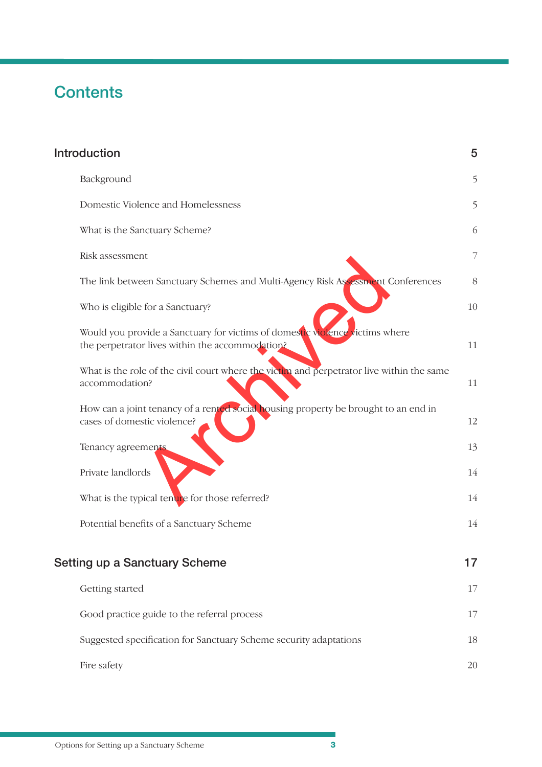# Contents

| | |
|---|---|
| **Introduction** | **5** |
| Background | 5 |
| Domestic Violence and Homelessness | 5 |
| What is the Sanctuary Scheme? | 6 |
| Risk assessment | 7 |
| The link between Sanctuary Schemes and Multi-Agency Risk Assessment Conferences | 8 |
| Who is eligible for a Sanctuary? | 10 |
| Would you provide a Sanctuary for victims of domestic violence victims where the perpetrator lives within the accommodation? | 11 |
| What is the role of the civil court where the victim and perpetrator live within the same accommodation? | 11 |
| How can a joint tenancy of a rented social housing property be brought to an end in cases of domestic violence? | 12 |
| Tenancy agreements | 13 |
| Private landlords | 14 |
| What is the typical tenure for those referred? | 14 |
| Potential benefits of a Sanctuary Scheme | 14 |
| **Setting up a Sanctuary Scheme** | **17** |
| Getting started | 17 |
| Good practice guide to the referral process | 17 |
| Suggested specification for Sanctuary Scheme security adaptations | 18 |
| Fire safety | 20 |

Archived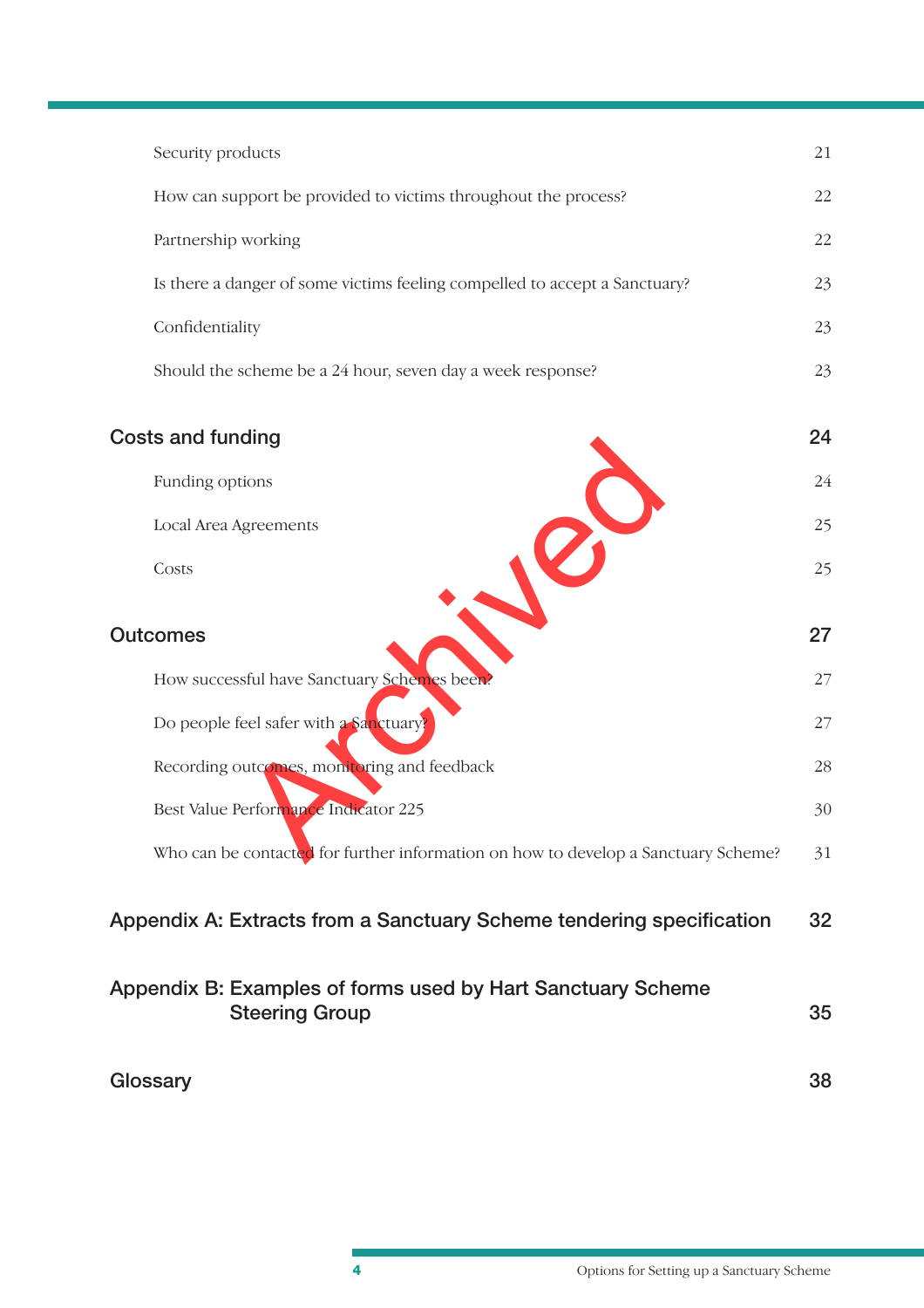Security products 21

How can support be provided to victims throughout the process? 22

Partnership working 22

Is there a danger of some victims feeling compelled to accept a Sanctuary? 23

Confidentiality 23

Should the scheme be a 24 hour, seven day a week response? 23

**Costs and funding 24**

Funding options 24

Local Area Agreements 25

Costs 25

**Outcomes 27**

How successful have Sanctuary Schemes been? 27

Do people feel safer with a Sanctuary? 27

Recording outcomes, monitoring and feedback 28

Best Value Performance Indicator 225 30

Who can be contacted for further information on how to develop a Sanctuary Scheme? 31

**Appendix A: Extracts from a Sanctuary Scheme tendering specification 32**

**Appendix B: Examples of forms used by Hart Sanctuary Scheme Steering Group 35**

**Glossary 38**

Archived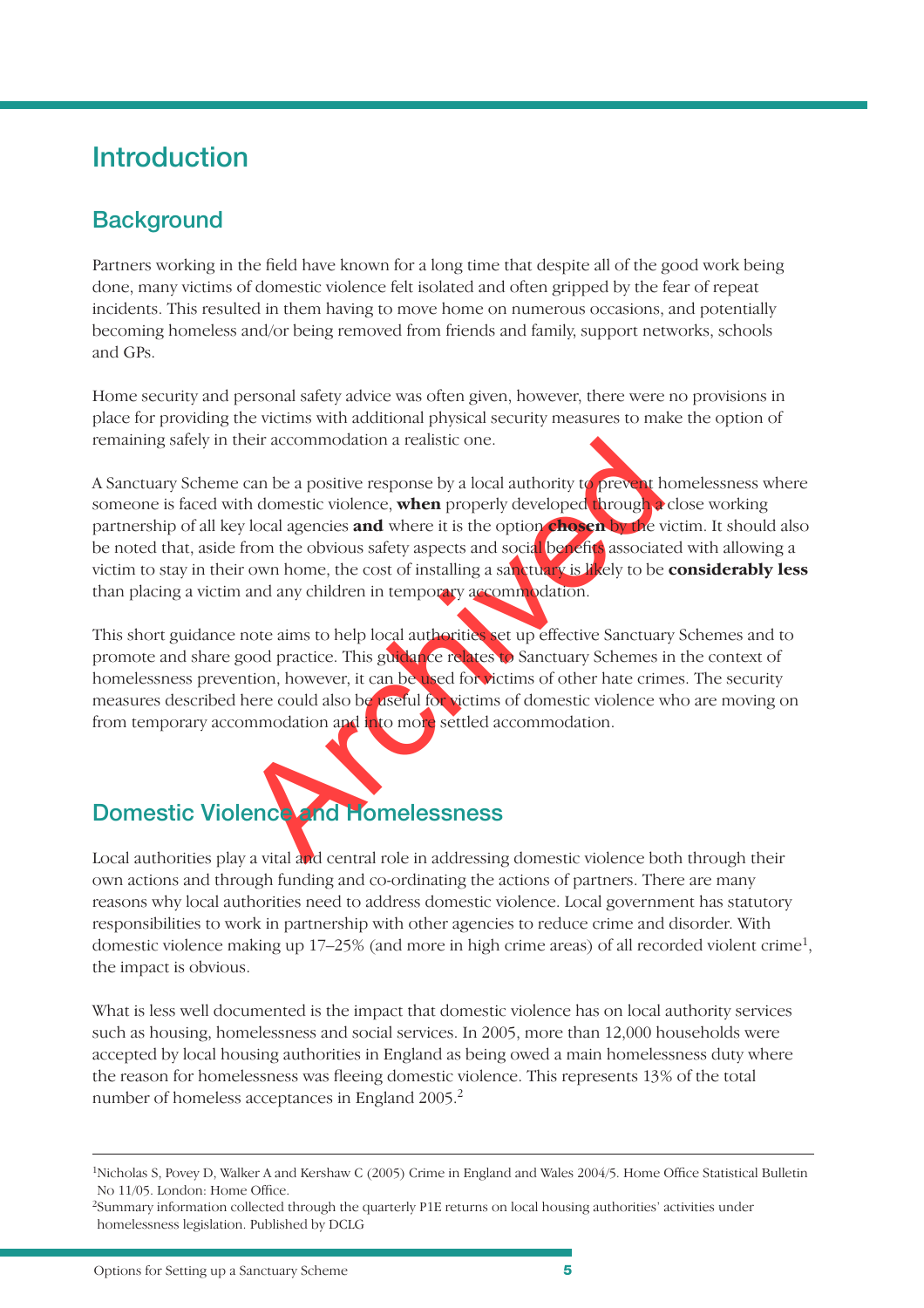# Introduction

## Background

Partners working in the field have known for a long time that despite all of the good work being done, many victims of domestic violence felt isolated and often gripped by the fear of repeat incidents. This resulted in them having to move home on numerous occasions, and potentially becoming homeless and/or being removed from friends and family, support networks, schools and GPs.

Home security and personal safety advice was often given, however, there were no provisions in place for providing the victims with additional physical security measures to make the option of remaining safely in their accommodation a realistic one.

A Sanctuary Scheme can be a positive response by a local authority to prevent homelessness where someone is faced with domestic violence, **when** properly developed through a close working partnership of all key local agencies **and** where it is the option **chosen** by the victim. It should also be noted that, aside from the obvious safety aspects and social benefits associated with allowing a victim to stay in their own home, the cost of installing a sanctuary is likely to be **considerably less** than placing a victim and any children in temporary accommodation.

This short guidance note aims to help local authorities set up effective Sanctuary Schemes and to promote and share good practice. This guidance relates to Sanctuary Schemes in the context of homelessness prevention, however, it can be used for victims of other hate crimes. The security measures described here could also be useful for victims of domestic violence who are moving on from temporary accommodation and into more settled accommodation.

## Domestic Violence and Homelessness

Local authorities play a vital and central role in addressing domestic violence both through their own actions and through funding and co-ordinating the actions of partners. There are many reasons why local authorities need to address domestic violence. Local government has statutory responsibilities to work in partnership with other agencies to reduce crime and disorder. With domestic violence making up 17–25% (and more in high crime areas) of all recorded violent crime[1], the impact is obvious.

What is less well documented is the impact that domestic violence has on local authority services such as housing, homelessness and social services. In 2005, more than 12,000 households were accepted by local housing authorities in England as being owed a main homelessness duty where the reason for homelessness was fleeing domestic violence. This represents 13% of the total number of homeless acceptances in England 2005.[2]

---

[1]Nicholas S, Povey D, Walker A and Kershaw C (2005) Crime in England and Wales 2004/5. Home Office Statistical Bulletin No 11/05. London: Home Office.

[2]Summary information collected through the quarterly P1E returns on local housing authorities' activities under homelessness legislation. Published by DCLG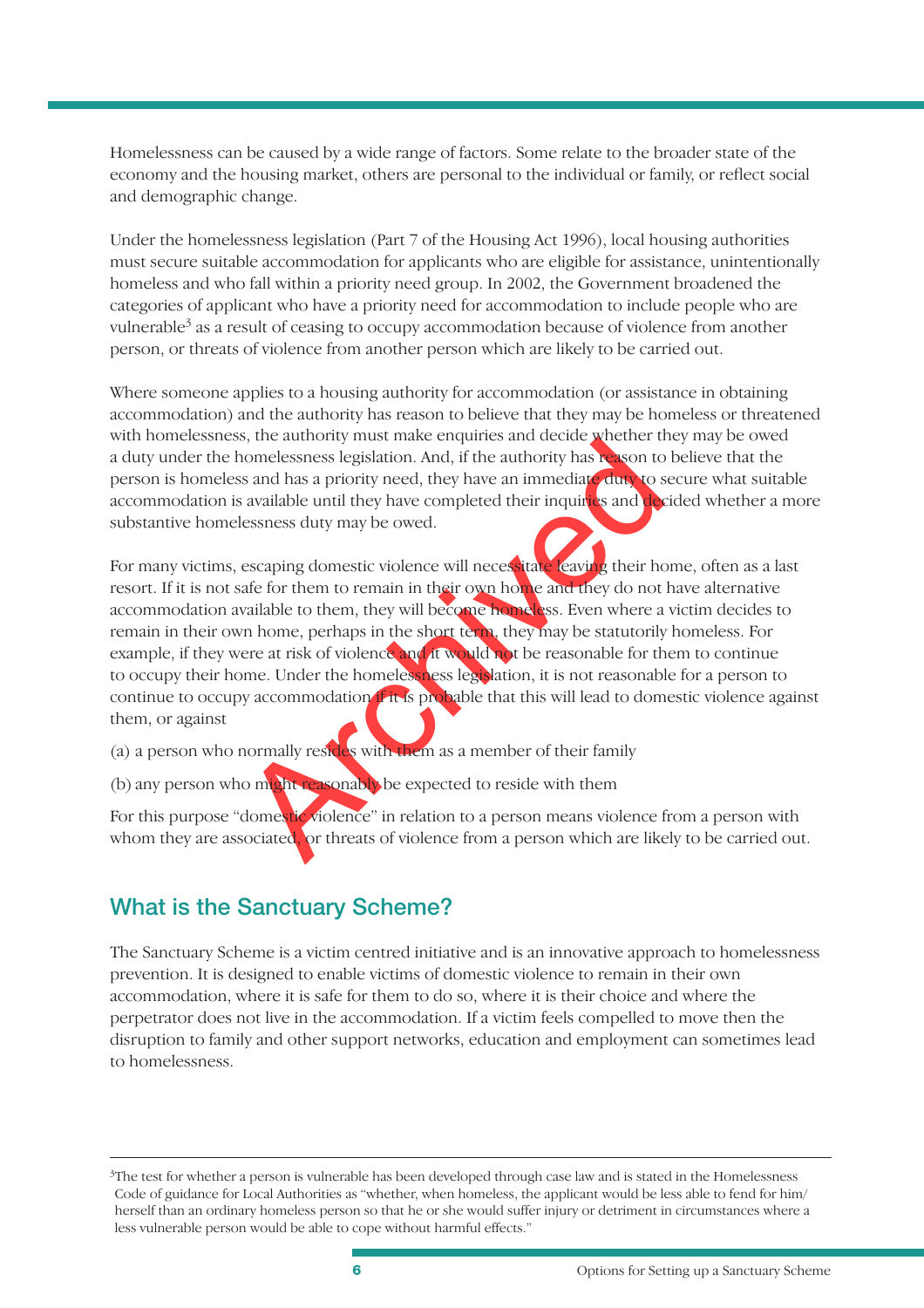Homelessness can be caused by a wide range of factors. Some relate to the broader state of the economy and the housing market, others are personal to the individual or family, or reflect social and demographic change.

Under the homelessness legislation (Part 7 of the Housing Act 1996), local housing authorities must secure suitable accommodation for applicants who are eligible for assistance, unintentionally homeless and who fall within a priority need group. In 2002, the Government broadened the categories of applicant who have a priority need for accommodation to include people who are vulnerable[3] as a result of ceasing to occupy accommodation because of violence from another person, or threats of violence from another person which are likely to be carried out.

Where someone applies to a housing authority for accommodation (or assistance in obtaining accommodation) and the authority has reason to believe that they may be homeless or threatened with homelessness, the authority must make enquiries and decide whether they may be owed a duty under the homelessness legislation. And, if the authority has reason to believe that the person is homeless and has a priority need, they have an immediate duty to secure what suitable accommodation is available until they have completed their inquiries and decided whether a more substantive homelessness duty may be owed.

For many victims, escaping domestic violence will necessitate leaving their home, often as a last resort. If it is not safe for them to remain in their own home and they do not have alternative accommodation available to them, they will become homeless. Even where a victim decides to remain in their own home, perhaps in the short term, they may be statutorily homeless. For example, if they were at risk of violence and it would not be reasonable for them to continue to occupy their home. Under the homelessness legislation, it is not reasonable for a person to continue to occupy accommodation if it is probable that this will lead to domestic violence against them, or against

(a) a person who normally resides with them as a member of their family

(b) any person who might reasonably be expected to reside with them

For this purpose "domestic violence" in relation to a person means violence from a person with whom they are associated, or threats of violence from a person which are likely to be carried out.

## What is the Sanctuary Scheme?

The Sanctuary Scheme is a victim centred initiative and is an innovative approach to homelessness prevention. It is designed to enable victims of domestic violence to remain in their own accommodation, where it is safe for them to do so, where it is their choice and where the perpetrator does not live in the accommodation. If a victim feels compelled to move then the disruption to family and other support networks, education and employment can sometimes lead to homelessness.

---

[3] The test for whether a person is vulnerable has been developed through case law and is stated in the Homelessness Code of guidance for Local Authorities as "whether, when homeless, the applicant would be less able to fend for him/herself than an ordinary homeless person so that he or she would suffer injury or detriment in circumstances where a less vulnerable person would be able to cope without harmful effects."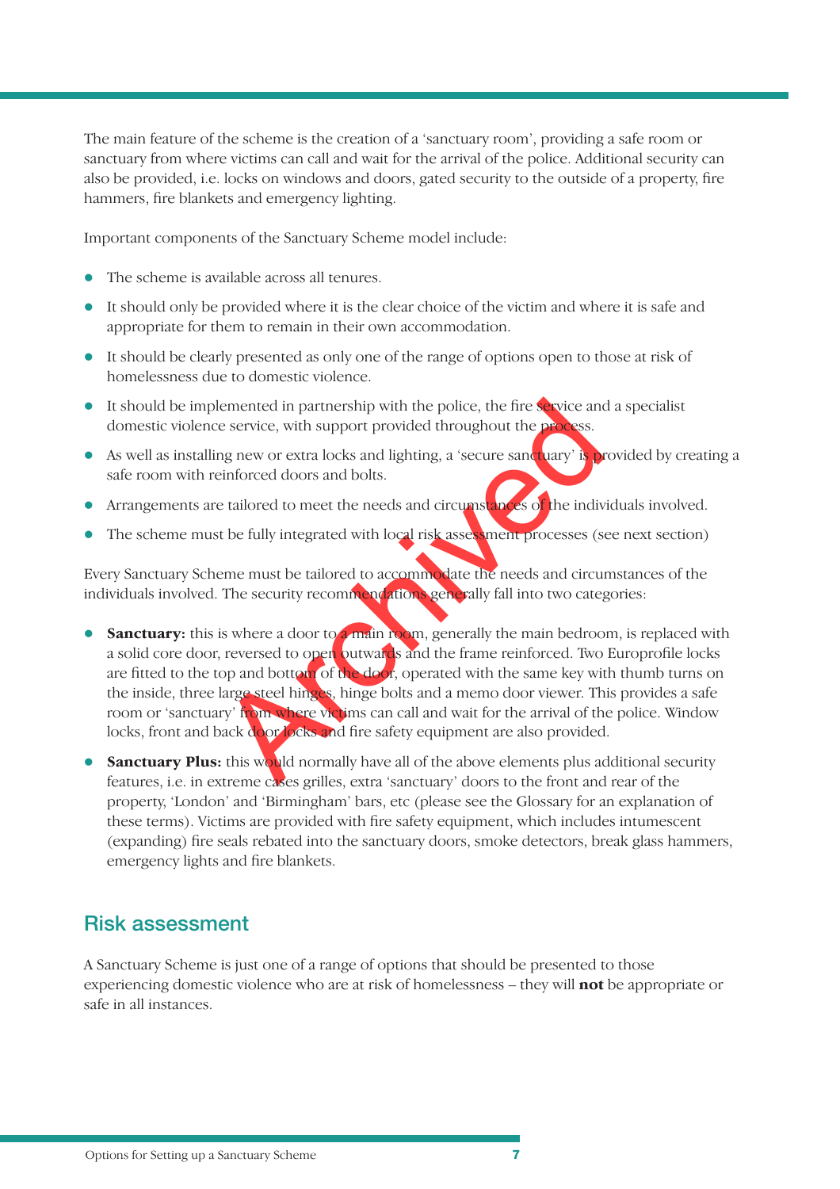The main feature of the scheme is the creation of a 'sanctuary room', providing a safe room or sanctuary from where victims can call and wait for the arrival of the police. Additional security can also be provided, i.e. locks on windows and doors, gated security to the outside of a property, fire hammers, fire blankets and emergency lighting.

Important components of the Sanctuary Scheme model include:

- The scheme is available across all tenures.
- It should only be provided where it is the clear choice of the victim and where it is safe and appropriate for them to remain in their own accommodation.
- It should be clearly presented as only one of the range of options open to those at risk of homelessness due to domestic violence.
- It should be implemented in partnership with the police, the fire service and a specialist domestic violence service, with support provided throughout the process.
- As well as installing new or extra locks and lighting, a 'secure sanctuary' is provided by creating a safe room with reinforced doors and bolts.
- Arrangements are tailored to meet the needs and circumstances of the individuals involved.
- The scheme must be fully integrated with local risk assessment processes (see next section)

Every Sanctuary Scheme must be tailored to accommodate the needs and circumstances of the individuals involved. The security recommendations generally fall into two categories:

- **Sanctuary:** this is where a door to a main room, generally the main bedroom, is replaced with a solid core door, reversed to open outwards and the frame reinforced. Two Europrofile locks are fitted to the top and bottom of the door, operated with the same key with thumb turns on the inside, three large steel hinges, hinge bolts and a memo door viewer. This provides a safe room or 'sanctuary' from where victims can call and wait for the arrival of the police. Window locks, front and back door locks and fire safety equipment are also provided.
- **Sanctuary Plus:** this would normally have all of the above elements plus additional security features, i.e. in extreme cases grilles, extra 'sanctuary' doors to the front and rear of the property, 'London' and 'Birmingham' bars, etc (please see the Glossary for an explanation of these terms). Victims are provided with fire safety equipment, which includes intumescent (expanding) fire seals rebated into the sanctuary doors, smoke detectors, break glass hammers, emergency lights and fire blankets.

## Risk assessment

A Sanctuary Scheme is just one of a range of options that should be presented to those experiencing domestic violence who are at risk of homelessness – they will **not** be appropriate or safe in all instances.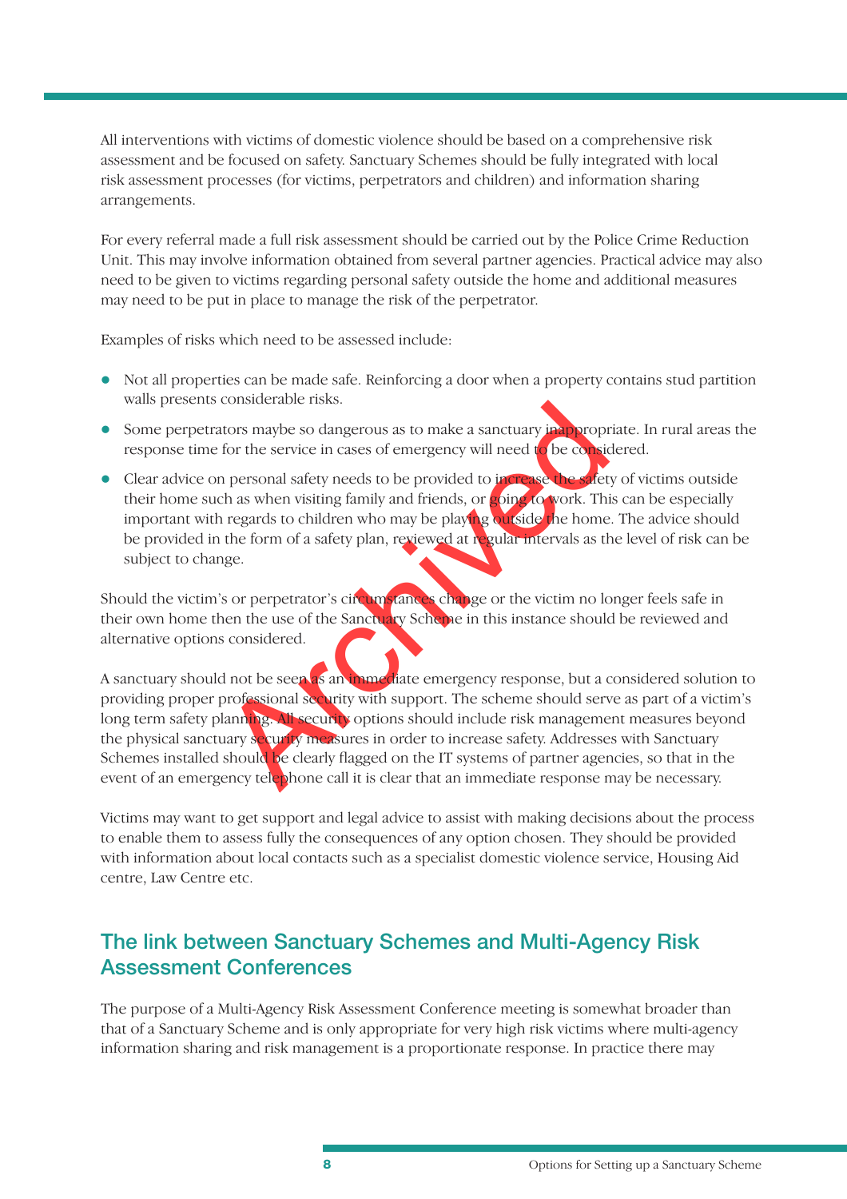All interventions with victims of domestic violence should be based on a comprehensive risk assessment and be focused on safety. Sanctuary Schemes should be fully integrated with local risk assessment processes (for victims, perpetrators and children) and information sharing arrangements.

For every referral made a full risk assessment should be carried out by the Police Crime Reduction Unit. This may involve information obtained from several partner agencies. Practical advice may also need to be given to victims regarding personal safety outside the home and additional measures may need to be put in place to manage the risk of the perpetrator.

Examples of risks which need to be assessed include:

- Not all properties can be made safe. Reinforcing a door when a property contains stud partition walls presents considerable risks.
- Some perpetrators maybe so dangerous as to make a sanctuary inappropriate. In rural areas the response time for the service in cases of emergency will need to be considered.
- Clear advice on personal safety needs to be provided to increase the safety of victims outside their home such as when visiting family and friends, or going to work. This can be especially important with regards to children who may be playing outside the home. The advice should be provided in the form of a safety plan, reviewed at regular intervals as the level of risk can be subject to change.

Should the victim's or perpetrator's circumstances change or the victim no longer feels safe in their own home then the use of the Sanctuary Scheme in this instance should be reviewed and alternative options considered.

A sanctuary should not be seen as an immediate emergency response, but a considered solution to providing proper professional security with support. The scheme should serve as part of a victim's long term safety planning. All security options should include risk management measures beyond the physical sanctuary security measures in order to increase safety. Addresses with Sanctuary Schemes installed should be clearly flagged on the IT systems of partner agencies, so that in the event of an emergency telephone call it is clear that an immediate response may be necessary.

Victims may want to get support and legal advice to assist with making decisions about the process to enable them to assess fully the consequences of any option chosen. They should be provided with information about local contacts such as a specialist domestic violence service, Housing Aid centre, Law Centre etc.

## The link between Sanctuary Schemes and Multi-Agency Risk Assessment Conferences

The purpose of a Multi-Agency Risk Assessment Conference meeting is somewhat broader than that of a Sanctuary Scheme and is only appropriate for very high risk victims where multi-agency information sharing and risk management is a proportionate response. In practice there may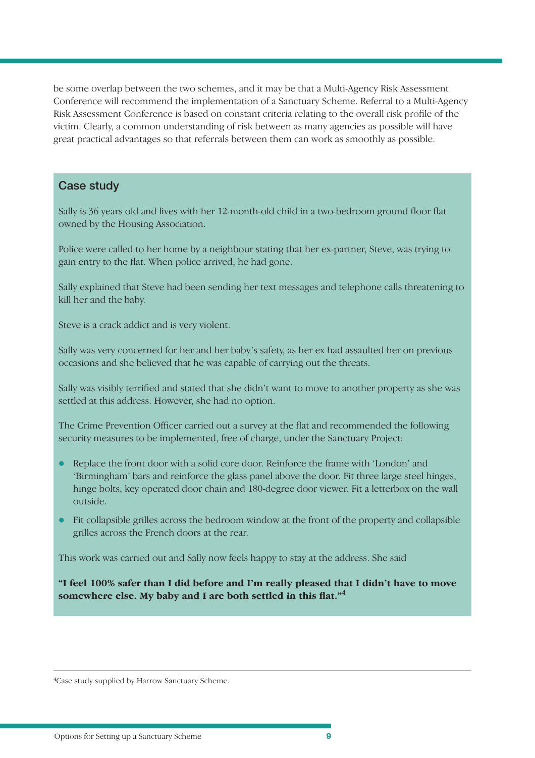be some overlap between the two schemes, and it may be that a Multi-Agency Risk Assessment Conference will recommend the implementation of a Sanctuary Scheme. Referral to a Multi-Agency Risk Assessment Conference is based on constant criteria relating to the overall risk profile of the victim. Clearly, a common understanding of risk between as many agencies as possible will have great practical advantages so that referrals between them can work as smoothly as possible.

## Case study

Sally is 36 years old and lives with her 12-month-old child in a two-bedroom ground floor flat owned by the Housing Association.

Police were called to her home by a neighbour stating that her ex-partner, Steve, was trying to gain entry to the flat. When police arrived, he had gone.

Sally explained that Steve had been sending her text messages and telephone calls threatening to kill her and the baby.

Steve is a crack addict and is very violent.

Sally was very concerned for her and her baby's safety, as her ex had assaulted her on previous occasions and she believed that he was capable of carrying out the threats.

Sally was visibly terrified and stated that she didn't want to move to another property as she was settled at this address. However, she had no option.

The Crime Prevention Officer carried out a survey at the flat and recommended the following security measures to be implemented, free of charge, under the Sanctuary Project:

- Replace the front door with a solid core door. Reinforce the frame with 'London' and 'Birmingham' bars and reinforce the glass panel above the door. Fit three large steel hinges, hinge bolts, key operated door chain and 180-degree door viewer. Fit a letterbox on the wall outside.
- Fit collapsible grilles across the bedroom window at the front of the property and collapsible grilles across the French doors at the rear.

This work was carried out and Sally now feels happy to stay at the address. She said

**"I feel 100% safer than I did before and I'm really pleased that I didn't have to move somewhere else. My baby and I are both settled in this flat."**[4]

[4]Case study supplied by Harrow Sanctuary Scheme.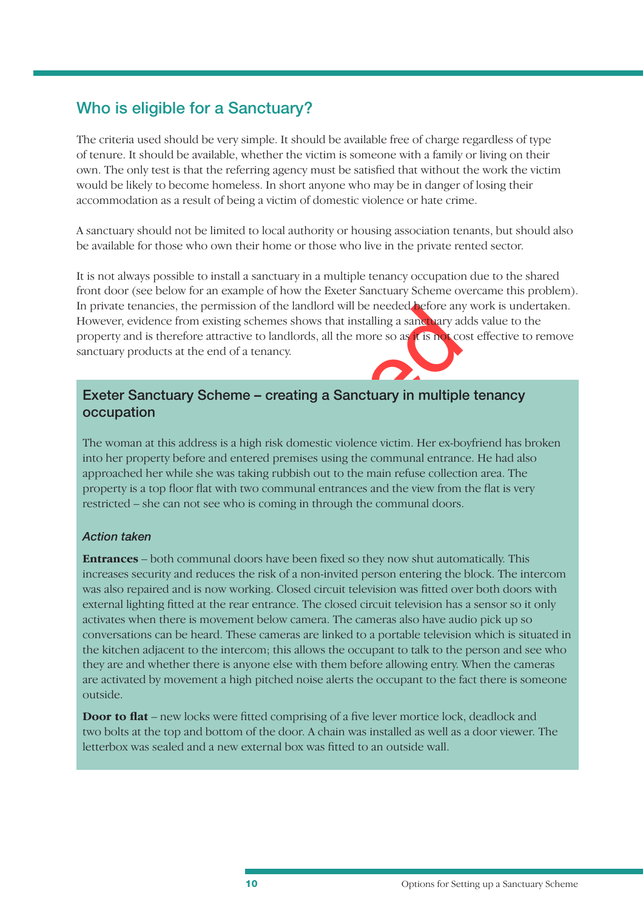## Who is eligible for a Sanctuary?

The criteria used should be very simple. It should be available free of charge regardless of type of tenure. It should be available, whether the victim is someone with a family or living on their own. The only test is that the referring agency must be satisfied that without the work the victim would be likely to become homeless. In short anyone who may be in danger of losing their accommodation as a result of being a victim of domestic violence or hate crime.

A sanctuary should not be limited to local authority or housing association tenants, but should also be available for those who own their home or those who live in the private rented sector.

It is not always possible to install a sanctuary in a multiple tenancy occupation due to the shared front door (see below for an example of how the Exeter Sanctuary Scheme overcame this problem). In private tenancies, the permission of the landlord will be needed before any work is undertaken. However, evidence from existing schemes shows that installing a sanctuary adds value to the property and is therefore attractive to landlords, all the more so as it is not cost effective to remove sanctuary products at the end of a tenancy.

### Exeter Sanctuary Scheme – creating a Sanctuary in multiple tenancy occupation

The woman at this address is a high risk domestic violence victim. Her ex-boyfriend has broken into her property before and entered premises using the communal entrance. He had also approached her while she was taking rubbish out to the main refuse collection area. The property is a top floor flat with two communal entrances and the view from the flat is very restricted – she can not see who is coming in through the communal doors.

*Action taken*

**Entrances** – both communal doors have been fixed so they now shut automatically. This increases security and reduces the risk of a non-invited person entering the block. The intercom was also repaired and is now working. Closed circuit television was fitted over both doors with external lighting fitted at the rear entrance. The closed circuit television has a sensor so it only activates when there is movement below camera. The cameras also have audio pick up so conversations can be heard. These cameras are linked to a portable television which is situated in the kitchen adjacent to the intercom; this allows the occupant to talk to the person and see who they are and whether there is anyone else with them before allowing entry. When the cameras are activated by movement a high pitched noise alerts the occupant to the fact there is someone outside.

**Door to flat** – new locks were fitted comprising of a five lever mortice lock, deadlock and two bolts at the top and bottom of the door. A chain was installed as well as a door viewer. The letterbox was sealed and a new external box was fitted to an outside wall.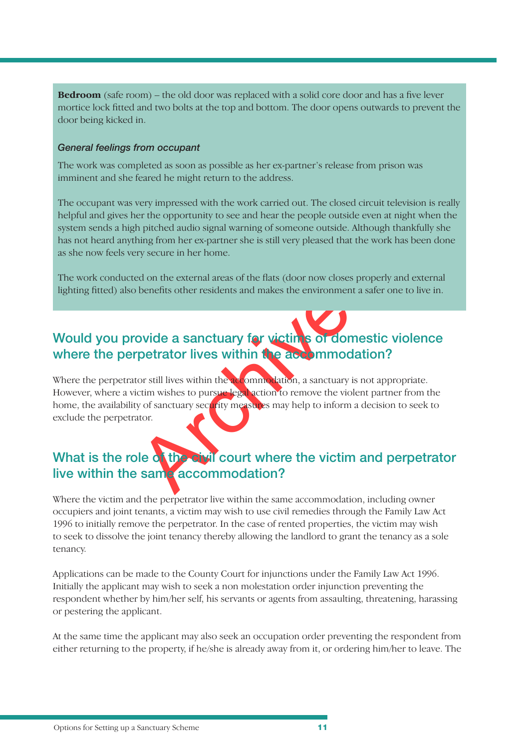**Bedroom** (safe room) – the old door was replaced with a solid core door and has a five lever mortice lock fitted and two bolts at the top and bottom. The door opens outwards to prevent the door being kicked in.

*General feelings from occupant*

The work was completed as soon as possible as her ex-partner's release from prison was imminent and she feared he might return to the address.

The occupant was very impressed with the work carried out. The closed circuit television is really helpful and gives her the opportunity to see and hear the people outside even at night when the system sends a high pitched audio signal warning of someone outside. Although thankfully she has not heard anything from her ex-partner she is still very pleased that the work has been done as she now feels very secure in her home.

The work conducted on the external areas of the flats (door now closes properly and external lighting fitted) also benefits other residents and makes the environment a safer one to live in.

## Would you provide a sanctuary for victims of domestic violence where the perpetrator lives within the accommodation?

Where the perpetrator still lives within the accommodation, a sanctuary is not appropriate. However, where a victim wishes to pursue legal action to remove the violent partner from the home, the availability of sanctuary security measures may help to inform a decision to seek to exclude the perpetrator.

## What is the role of the civil court where the victim and perpetrator live within the same accommodation?

Where the victim and the perpetrator live within the same accommodation, including owner occupiers and joint tenants, a victim may wish to use civil remedies through the Family Law Act 1996 to initially remove the perpetrator. In the case of rented properties, the victim may wish to seek to dissolve the joint tenancy thereby allowing the landlord to grant the tenancy as a sole tenancy.

Applications can be made to the County Court for injunctions under the Family Law Act 1996. Initially the applicant may wish to seek a non molestation order injunction preventing the respondent whether by him/her self, his servants or agents from assaulting, threatening, harassing or pestering the applicant.

At the same time the applicant may also seek an occupation order preventing the respondent from either returning to the property, if he/she is already away from it, or ordering him/her to leave. The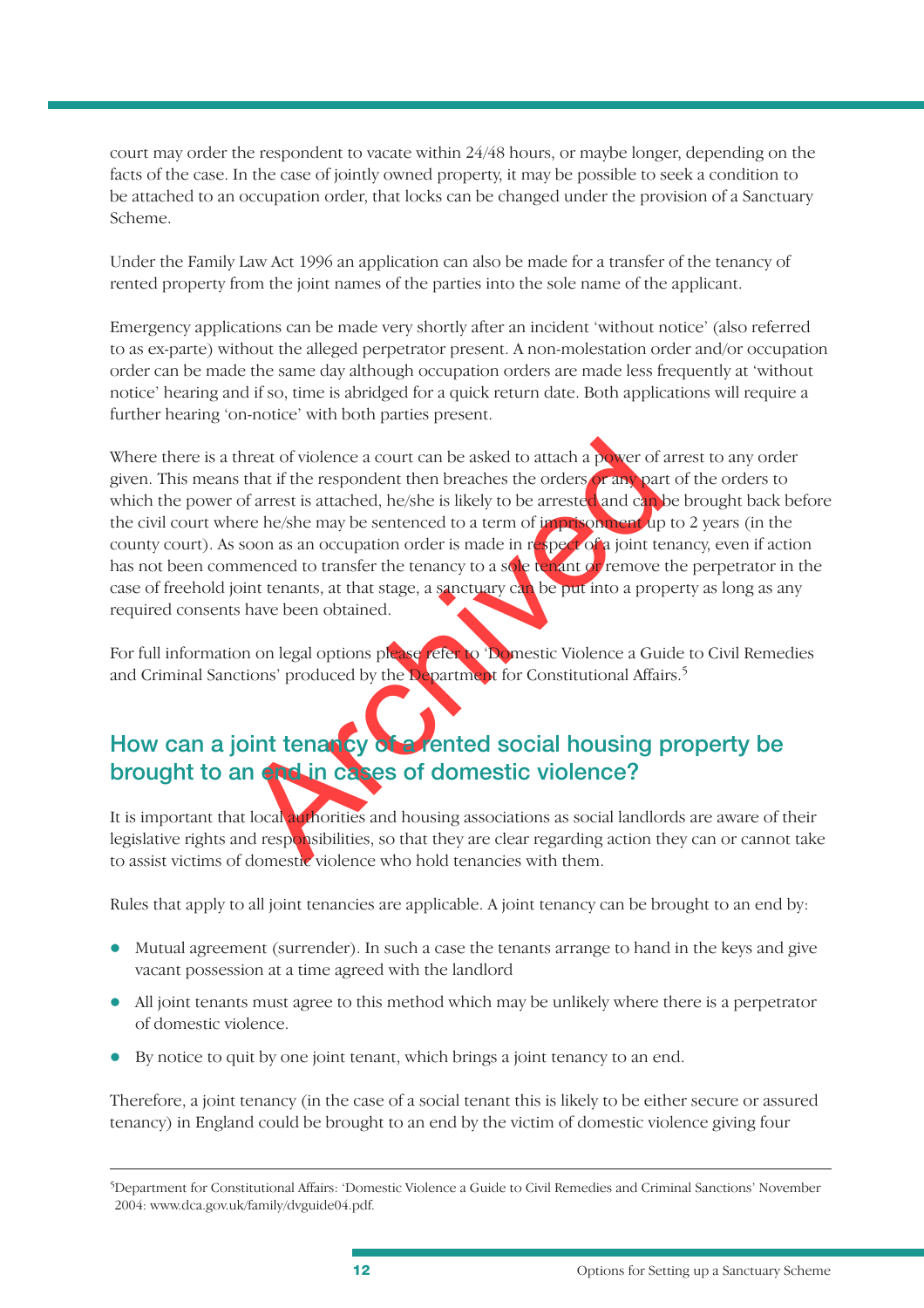court may order the respondent to vacate within 24/48 hours, or maybe longer, depending on the facts of the case. In the case of jointly owned property, it may be possible to seek a condition to be attached to an occupation order, that locks can be changed under the provision of a Sanctuary Scheme.

Under the Family Law Act 1996 an application can also be made for a transfer of the tenancy of rented property from the joint names of the parties into the sole name of the applicant.

Emergency applications can be made very shortly after an incident 'without notice' (also referred to as ex-parte) without the alleged perpetrator present. A non-molestation order and/or occupation order can be made the same day although occupation orders are made less frequently at 'without notice' hearing and if so, time is abridged for a quick return date. Both applications will require a further hearing 'on-notice' with both parties present.

Where there is a threat of violence a court can be asked to attach a power of arrest to any order given. This means that if the respondent then breaches the orders or any part of the orders to which the power of arrest is attached, he/she is likely to be arrested and can be brought back before the civil court where he/she may be sentenced to a term of imprisonment up to 2 years (in the county court). As soon as an occupation order is made in respect of a joint tenancy, even if action has not been commenced to transfer the tenancy to a sole tenant or remove the perpetrator in the case of freehold joint tenants, at that stage, a sanctuary can be put into a property as long as any required consents have been obtained.

For full information on legal options please refer to 'Domestic Violence a Guide to Civil Remedies and Criminal Sanctions' produced by the Department for Constitutional Affairs.[5]

## How can a joint tenancy of a rented social housing property be brought to an end in cases of domestic violence?

It is important that local authorities and housing associations as social landlords are aware of their legislative rights and responsibilities, so that they are clear regarding action they can or cannot take to assist victims of domestic violence who hold tenancies with them.

Rules that apply to all joint tenancies are applicable. A joint tenancy can be brought to an end by:

- Mutual agreement (surrender). In such a case the tenants arrange to hand in the keys and give vacant possession at a time agreed with the landlord
- All joint tenants must agree to this method which may be unlikely where there is a perpetrator of domestic violence.
- By notice to quit by one joint tenant, which brings a joint tenancy to an end.

Therefore, a joint tenancy (in the case of a social tenant this is likely to be either secure or assured tenancy) in England could be brought to an end by the victim of domestic violence giving four

---

[5]Department for Constitutional Affairs: 'Domestic Violence a Guide to Civil Remedies and Criminal Sanctions' November 2004: www.dca.gov.uk/family/dvguide04.pdf.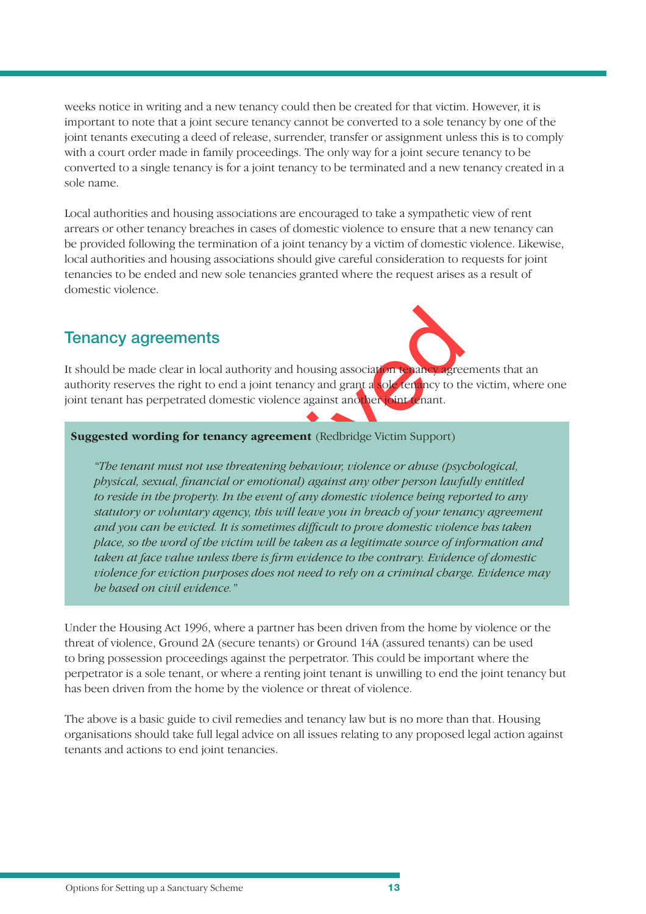weeks notice in writing and a new tenancy could then be created for that victim. However, it is important to note that a joint secure tenancy cannot be converted to a sole tenancy by one of the joint tenants executing a deed of release, surrender, transfer or assignment unless this is to comply with a court order made in family proceedings. The only way for a joint secure tenancy to be converted to a single tenancy is for a joint tenancy to be terminated and a new tenancy created in a sole name.

Local authorities and housing associations are encouraged to take a sympathetic view of rent arrears or other tenancy breaches in cases of domestic violence to ensure that a new tenancy can be provided following the termination of a joint tenancy by a victim of domestic violence. Likewise, local authorities and housing associations should give careful consideration to requests for joint tenancies to be ended and new sole tenancies granted where the request arises as a result of domestic violence.

## Tenancy agreements

It should be made clear in local authority and housing association tenancy agreements that an authority reserves the right to end a joint tenancy and grant a sole tenancy to the victim, where one joint tenant has perpetrated domestic violence against another joint tenant.

**Suggested wording for tenancy agreement** (Redbridge Victim Support)

> *"The tenant must not use threatening behaviour, violence or abuse (psychological, physical, sexual, financial or emotional) against any other person lawfully entitled to reside in the property. In the event of any domestic violence being reported to any statutory or voluntary agency, this will leave you in breach of your tenancy agreement and you can be evicted. It is sometimes difficult to prove domestic violence has taken place, so the word of the victim will be taken as a legitimate source of information and taken at face value unless there is firm evidence to the contrary. Evidence of domestic violence for eviction purposes does not need to rely on a criminal charge. Evidence may be based on civil evidence."*

Under the Housing Act 1996, where a partner has been driven from the home by violence or the threat of violence, Ground 2A (secure tenants) or Ground 14A (assured tenants) can be used to bring possession proceedings against the perpetrator. This could be important where the perpetrator is a sole tenant, or where a renting joint tenant is unwilling to end the joint tenancy but has been driven from the home by the violence or threat of violence.

The above is a basic guide to civil remedies and tenancy law but is no more than that. Housing organisations should take full legal advice on all issues relating to any proposed legal action against tenants and actions to end joint tenancies.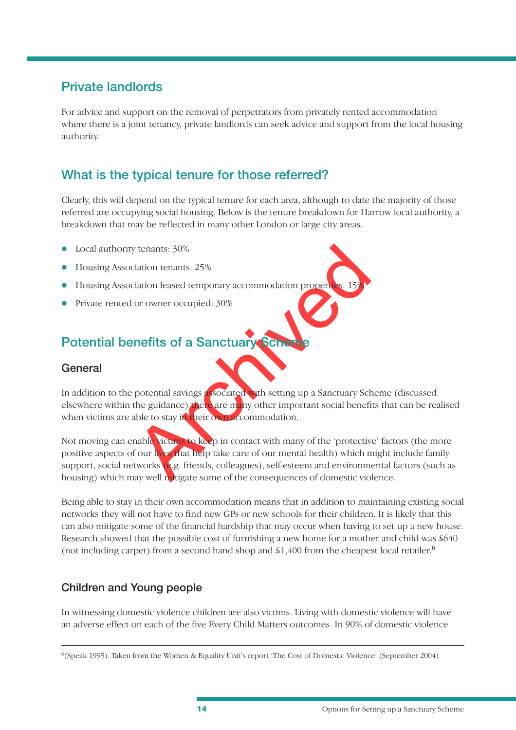## Private landlords

For advice and support on the removal of perpetrators from privately rented accommodation where there is a joint tenancy, private landlords can seek advice and support from the local housing authority.

## What is the typical tenure for those referred?

Clearly, this will depend on the typical tenure for each area, although to date the majority of those referred are occupying social housing. Below is the tenure breakdown for Harrow local authority, a breakdown that may be reflected in many other London or large city areas.

- Local authority tenants: 30%
- Housing Association tenants: 25%
- Housing Association leased temporary accommodation properties: 15%
- Private rented or owner occupied: 30%

## Potential benefits of a Sanctuary Scheme

### General

In addition to the potential savings associated with setting up a Sanctuary Scheme (discussed elsewhere within the guidance) there are many other important social benefits that can be realised when victims are able to stay in their own accommodation.

Not moving can enable victims to keep in contact with many of the 'protective' factors (the more positive aspects of our lives that help take care of our mental health) which might include family support, social networks (e.g. friends, colleagues), self-esteem and environmental factors (such as housing) which may well mitigate some of the consequences of domestic violence.

Being able to stay in their own accommodation means that in addition to maintaining existing social networks they will not have to find new GPs or new schools for their children. It is likely that this can also mitigate some of the financial hardship that may occur when having to set up a new house. Research showed that the possible cost of furnishing a new home for a mother and child was £640 (not including carpet) from a second hand shop and £1,400 from the cheapest local retailer.[6]

### Children and Young people

In witnessing domestic violence children are also victims. Living with domestic violence will have an adverse effect on each of the five Every Child Matters outcomes. In 90% of domestic violence

---

[6] (Speak 1995). Taken from the Women & Equality Unit's report 'The Cost of Domestic Violence' (September 2004).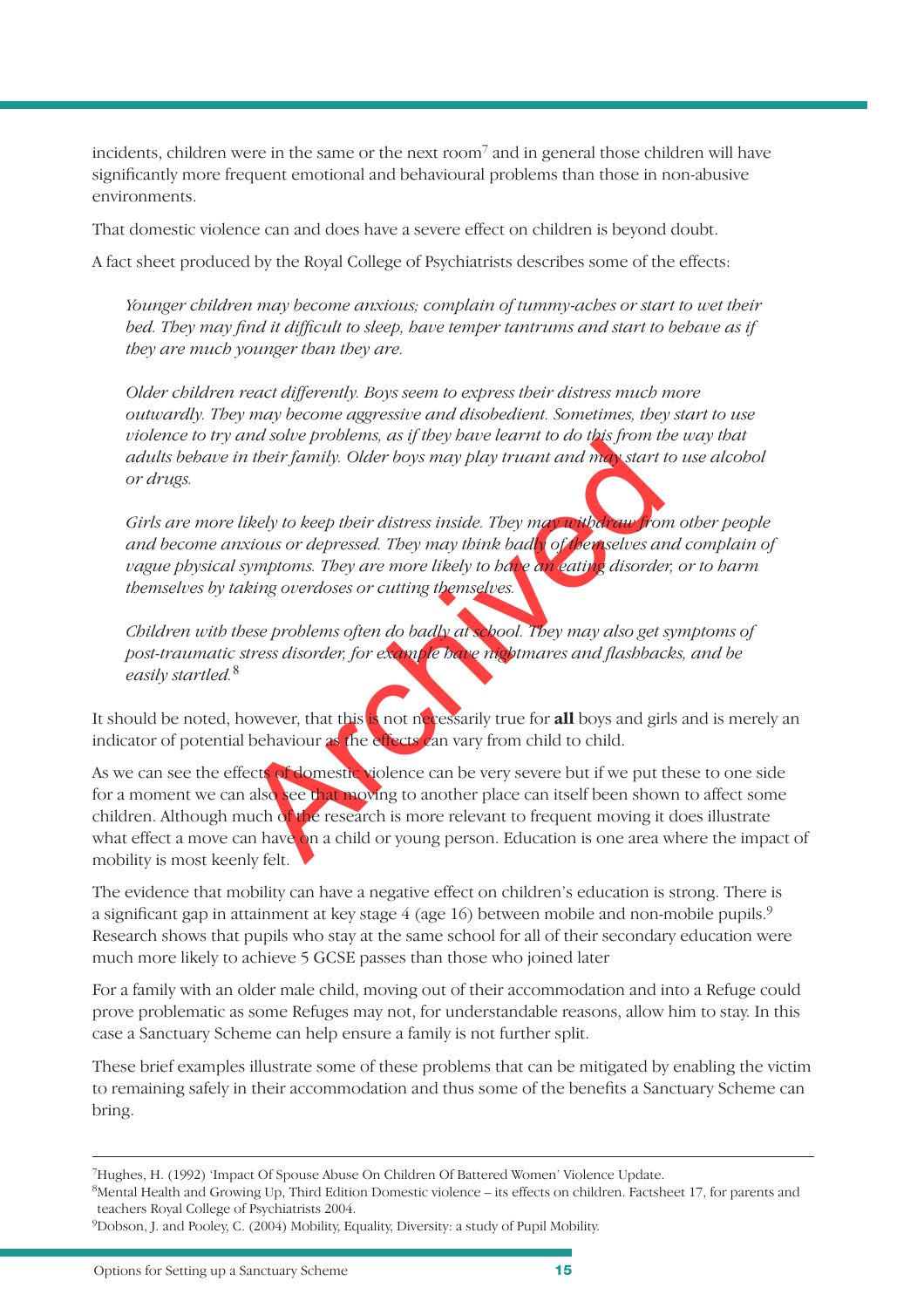incidents, children were in the same or the next room[7] and in general those children will have significantly more frequent emotional and behavioural problems than those in non-abusive environments.

That domestic violence can and does have a severe effect on children is beyond doubt.

A fact sheet produced by the Royal College of Psychiatrists describes some of the effects:

> *Younger children may become anxious; complain of tummy-aches or start to wet their bed. They may find it difficult to sleep, have temper tantrums and start to behave as if they are much younger than they are.*
>
> *Older children react differently. Boys seem to express their distress much more outwardly. They may become aggressive and disobedient. Sometimes, they start to use violence to try and solve problems, as if they have learnt to do this from the way that adults behave in their family. Older boys may play truant and may start to use alcohol or drugs.*
>
> *Girls are more likely to keep their distress inside. They may withdraw from other people and become anxious or depressed. They may think badly of themselves and complain of vague physical symptoms. They are more likely to have an eating disorder, or to harm themselves by taking overdoses or cutting themselves.*
>
> *Children with these problems often do badly at school. They may also get symptoms of post-traumatic stress disorder, for example have nightmares and flashbacks, and be easily startled.*[8]

It should be noted, however, that this is not necessarily true for **all** boys and girls and is merely an indicator of potential behaviour as the effects can vary from child to child.

As we can see the effects of domestic violence can be very severe but if we put these to one side for a moment we can also see that moving to another place can itself been shown to affect some children. Although much of the research is more relevant to frequent moving it does illustrate what effect a move can have on a child or young person. Education is one area where the impact of mobility is most keenly felt.

The evidence that mobility can have a negative effect on children's education is strong. There is a significant gap in attainment at key stage 4 (age 16) between mobile and non-mobile pupils.[9] Research shows that pupils who stay at the same school for all of their secondary education were much more likely to achieve 5 GCSE passes than those who joined later

For a family with an older male child, moving out of their accommodation and into a Refuge could prove problematic as some Refuges may not, for understandable reasons, allow him to stay. In this case a Sanctuary Scheme can help ensure a family is not further split.

These brief examples illustrate some of these problems that can be mitigated by enabling the victim to remaining safely in their accommodation and thus some of the benefits a Sanctuary Scheme can bring.

---

[7] Hughes, H. (1992) 'Impact Of Spouse Abuse On Children Of Battered Women' Violence Update.

[8] Mental Health and Growing Up, Third Edition Domestic violence – its effects on children. Factsheet 17, for parents and teachers Royal College of Psychiatrists 2004.

[9] Dobson, J. and Pooley, C. (2004) Mobility, Equality, Diversity: a study of Pupil Mobility.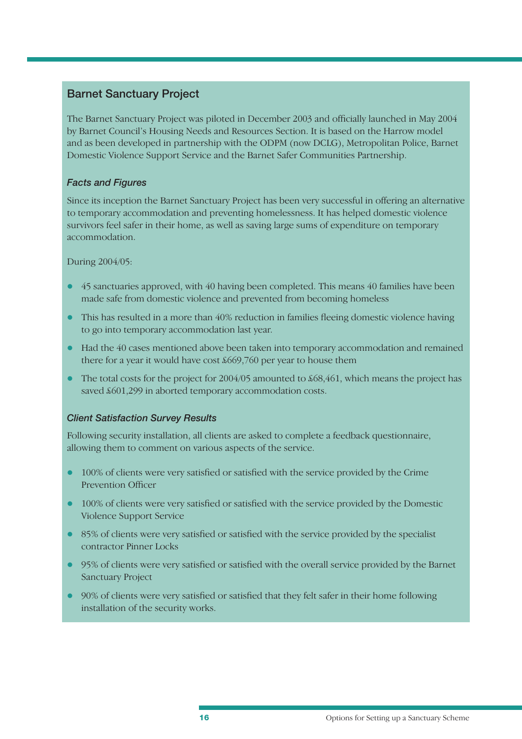## Barnet Sanctuary Project

The Barnet Sanctuary Project was piloted in December 2003 and officially launched in May 2004 by Barnet Council's Housing Needs and Resources Section. It is based on the Harrow model and as been developed in partnership with the ODPM (now DCLG), Metropolitan Police, Barnet Domestic Violence Support Service and the Barnet Safer Communities Partnership.

### *Facts and Figures*

Since its inception the Barnet Sanctuary Project has been very successful in offering an alternative to temporary accommodation and preventing homelessness. It has helped domestic violence survivors feel safer in their home, as well as saving large sums of expenditure on temporary accommodation.

During 2004/05:

- 45 sanctuaries approved, with 40 having been completed. This means 40 families have been made safe from domestic violence and prevented from becoming homeless
- This has resulted in a more than 40% reduction in families fleeing domestic violence having to go into temporary accommodation last year.
- Had the 40 cases mentioned above been taken into temporary accommodation and remained there for a year it would have cost £669,760 per year to house them
- The total costs for the project for 2004/05 amounted to £68,461, which means the project has saved £601,299 in aborted temporary accommodation costs.

### *Client Satisfaction Survey Results*

Following security installation, all clients are asked to complete a feedback questionnaire, allowing them to comment on various aspects of the service.

- 100% of clients were very satisfied or satisfied with the service provided by the Crime Prevention Officer
- 100% of clients were very satisfied or satisfied with the service provided by the Domestic Violence Support Service
- 85% of clients were very satisfied or satisfied with the service provided by the specialist contractor Pinner Locks
- 95% of clients were very satisfied or satisfied with the overall service provided by the Barnet Sanctuary Project
- 90% of clients were very satisfied or satisfied that they felt safer in their home following installation of the security works.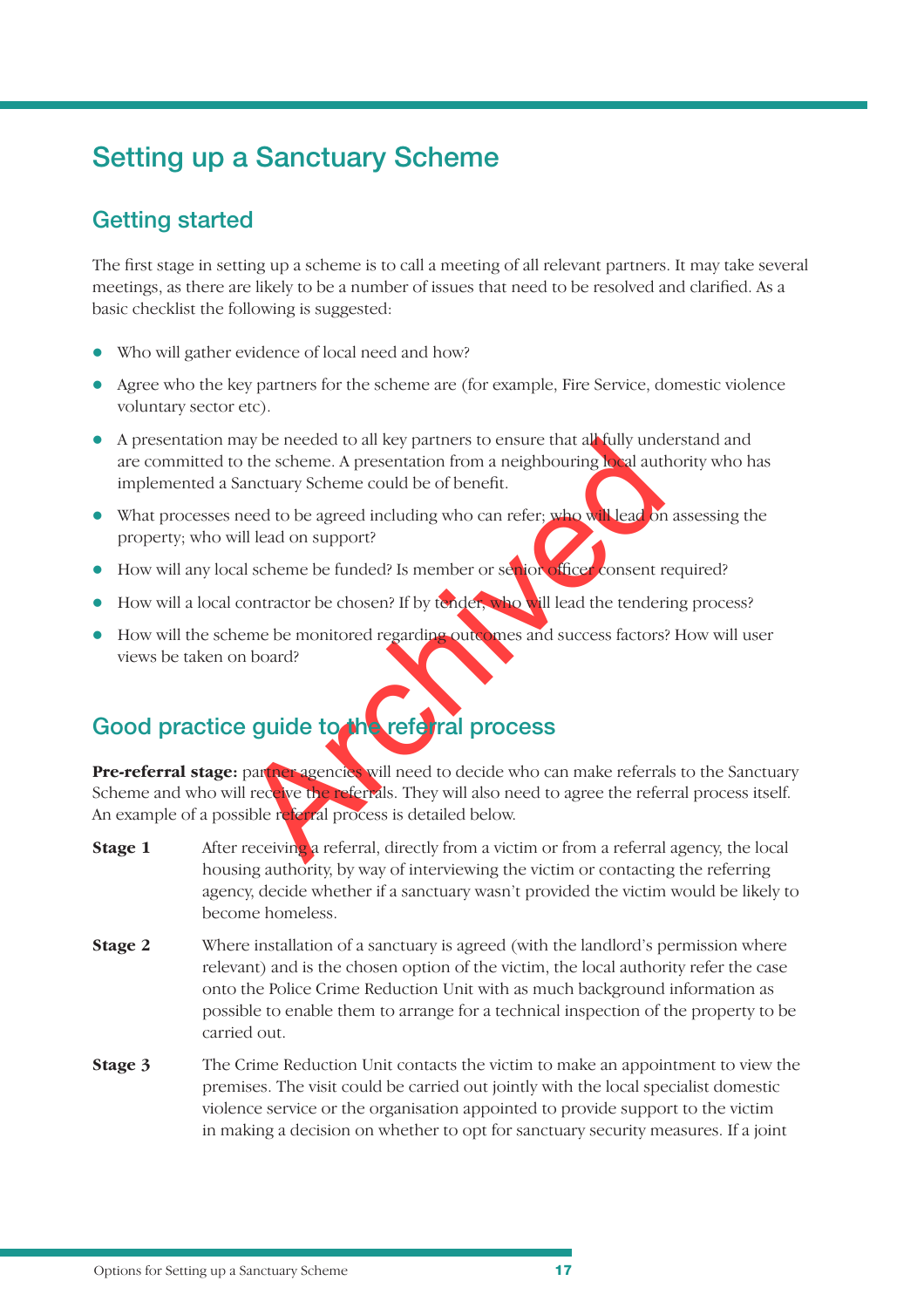# Setting up a Sanctuary Scheme

## Getting started

The first stage in setting up a scheme is to call a meeting of all relevant partners. It may take several meetings, as there are likely to be a number of issues that need to be resolved and clarified. As a basic checklist the following is suggested:

- Who will gather evidence of local need and how?
- Agree who the key partners for the scheme are (for example, Fire Service, domestic violence voluntary sector etc).
- A presentation may be needed to all key partners to ensure that all fully understand and are committed to the scheme. A presentation from a neighbouring local authority who has implemented a Sanctuary Scheme could be of benefit.
- What processes need to be agreed including who can refer; who will lead on assessing the property; who will lead on support?
- How will any local scheme be funded? Is member or senior officer consent required?
- How will a local contractor be chosen? If by tender, who will lead the tendering process?
- How will the scheme be monitored regarding outcomes and success factors? How will user views be taken on board?

## Good practice guide to the referral process

**Pre-referral stage:** partner agencies will need to decide who can make referrals to the Sanctuary Scheme and who will receive the referrals. They will also need to agree the referral process itself. An example of a possible referral process is detailed below.

**Stage 1** After receiving a referral, directly from a victim or from a referral agency, the local housing authority, by way of interviewing the victim or contacting the referring agency, decide whether if a sanctuary wasn't provided the victim would be likely to become homeless.

**Stage 2** Where installation of a sanctuary is agreed (with the landlord's permission where relevant) and is the chosen option of the victim, the local authority refer the case onto the Police Crime Reduction Unit with as much background information as possible to enable them to arrange for a technical inspection of the property to be carried out.

**Stage 3** The Crime Reduction Unit contacts the victim to make an appointment to view the premises. The visit could be carried out jointly with the local specialist domestic violence service or the organisation appointed to provide support to the victim in making a decision on whether to opt for sanctuary security measures. If a joint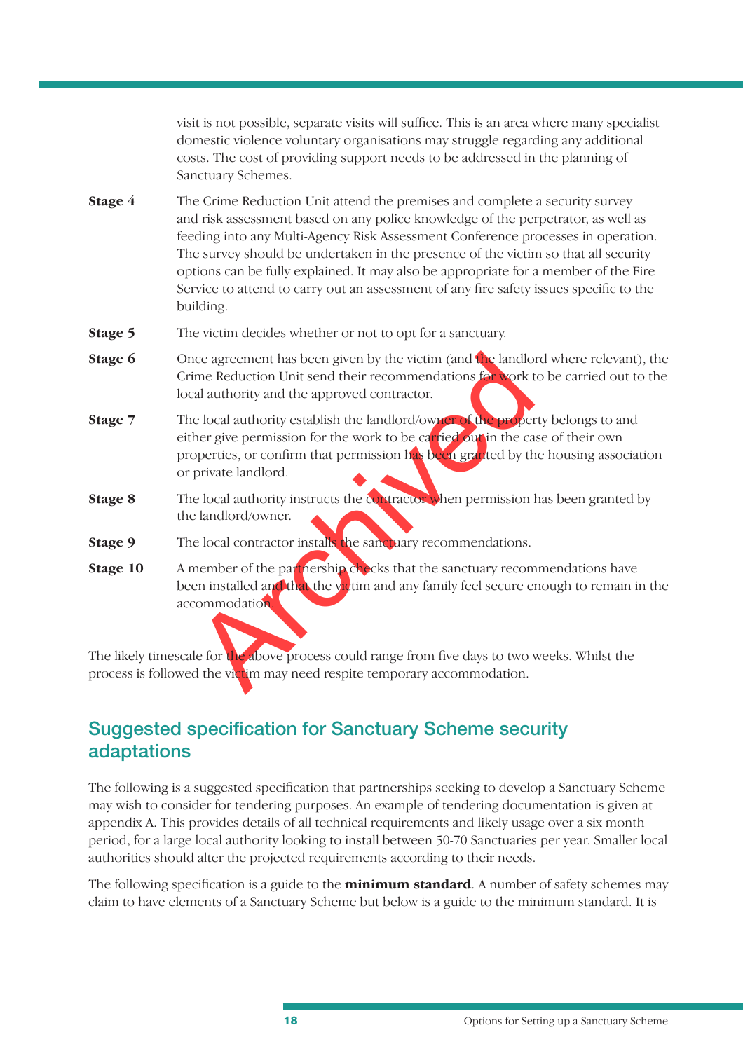visit is not possible, separate visits will suffice. This is an area where many specialist domestic violence voluntary organisations may struggle regarding any additional costs. The cost of providing support needs to be addressed in the planning of Sanctuary Schemes.

**Stage 4** The Crime Reduction Unit attend the premises and complete a security survey and risk assessment based on any police knowledge of the perpetrator, as well as feeding into any Multi-Agency Risk Assessment Conference processes in operation. The survey should be undertaken in the presence of the victim so that all security options can be fully explained. It may also be appropriate for a member of the Fire Service to attend to carry out an assessment of any fire safety issues specific to the building.

**Stage 5** The victim decides whether or not to opt for a sanctuary.

**Stage 6** Once agreement has been given by the victim (and the landlord where relevant), the Crime Reduction Unit send their recommendations for work to be carried out to the local authority and the approved contractor.

**Stage 7** The local authority establish the landlord/owner of the property belongs to and either give permission for the work to be carried out in the case of their own properties, or confirm that permission has been granted by the housing association or private landlord.

**Stage 8** The local authority instructs the contractor when permission has been granted by the landlord/owner.

**Stage 9** The local contractor installs the sanctuary recommendations.

**Stage 10** A member of the partnership checks that the sanctuary recommendations have been installed and that the victim and any family feel secure enough to remain in the accommodation.

The likely timescale for the above process could range from five days to two weeks. Whilst the process is followed the victim may need respite temporary accommodation.

## Suggested specification for Sanctuary Scheme security adaptations

The following is a suggested specification that partnerships seeking to develop a Sanctuary Scheme may wish to consider for tendering purposes. An example of tendering documentation is given at appendix A. This provides details of all technical requirements and likely usage over a six month period, for a large local authority looking to install between 50-70 Sanctuaries per year. Smaller local authorities should alter the projected requirements according to their needs.

The following specification is a guide to the **minimum standard**. A number of safety schemes may claim to have elements of a Sanctuary Scheme but below is a guide to the minimum standard. It is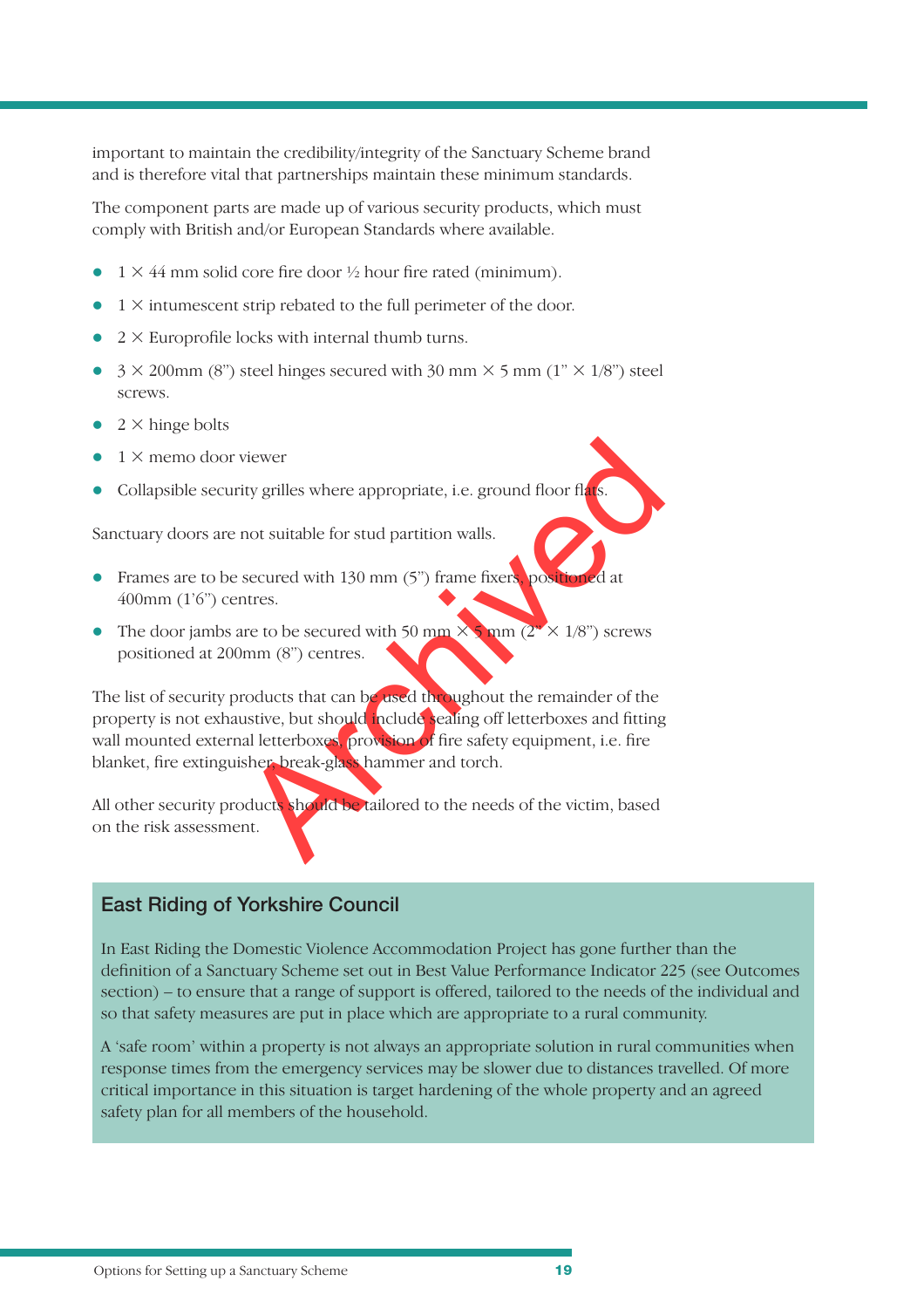important to maintain the credibility/integrity of the Sanctuary Scheme brand and is therefore vital that partnerships maintain these minimum standards.

The component parts are made up of various security products, which must comply with British and/or European Standards where available.

- 1 × 44 mm solid core fire door ½ hour fire rated (minimum).
- 1 × intumescent strip rebated to the full perimeter of the door.
- 2 × Europrofile locks with internal thumb turns.
- 3 × 200mm (8") steel hinges secured with 30 mm × 5 mm (1" × 1/8") steel screws.
- 2 × hinge bolts
- 1 × memo door viewer
- Collapsible security grilles where appropriate, i.e. ground floor flats.

Sanctuary doors are not suitable for stud partition walls.

- Frames are to be secured with 130 mm (5") frame fixers, positioned at 400mm (1'6") centres.
- The door jambs are to be secured with 50 mm × 5 mm (2" × 1/8") screws positioned at 200mm (8") centres.

The list of security products that can be used throughout the remainder of the property is not exhaustive, but should include sealing off letterboxes and fitting wall mounted external letterboxes, provision of fire safety equipment, i.e. fire blanket, fire extinguisher, break-glass hammer and torch.

All other security products should be tailored to the needs of the victim, based on the risk assessment.

Archived

### East Riding of Yorkshire Council

In East Riding the Domestic Violence Accommodation Project has gone further than the definition of a Sanctuary Scheme set out in Best Value Performance Indicator 225 (see Outcomes section) – to ensure that a range of support is offered, tailored to the needs of the individual and so that safety measures are put in place which are appropriate to a rural community.

A 'safe room' within a property is not always an appropriate solution in rural communities when response times from the emergency services may be slower due to distances travelled. Of more critical importance in this situation is target hardening of the whole property and an agreed safety plan for all members of the household.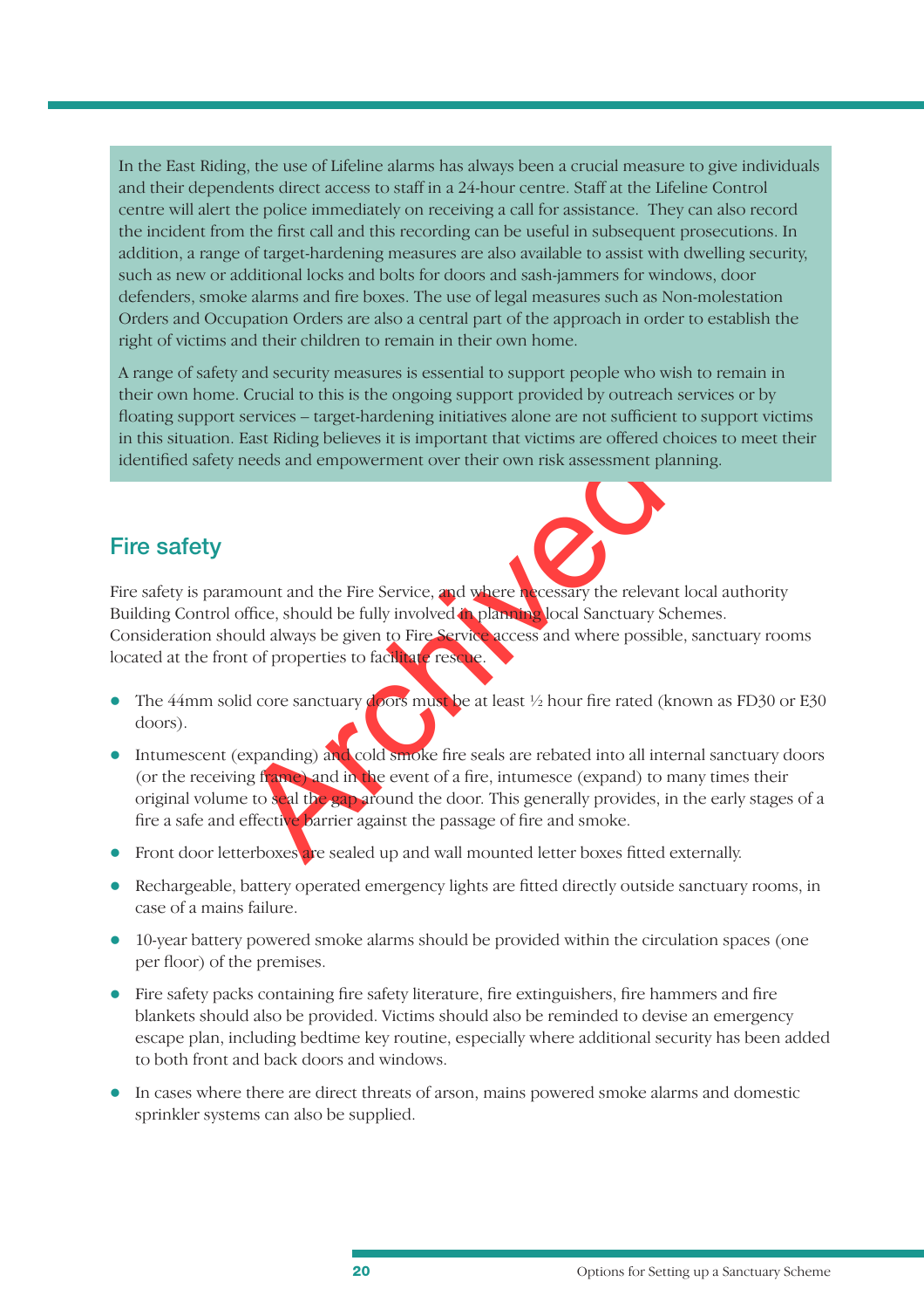In the East Riding, the use of Lifeline alarms has always been a crucial measure to give individuals and their dependents direct access to staff in a 24-hour centre. Staff at the Lifeline Control centre will alert the police immediately on receiving a call for assistance. They can also record the incident from the first call and this recording can be useful in subsequent prosecutions. In addition, a range of target-hardening measures are also available to assist with dwelling security, such as new or additional locks and bolts for doors and sash-jammers for windows, door defenders, smoke alarms and fire boxes. The use of legal measures such as Non-molestation Orders and Occupation Orders are also a central part of the approach in order to establish the right of victims and their children to remain in their own home.

A range of safety and security measures is essential to support people who wish to remain in their own home. Crucial to this is the ongoing support provided by outreach services or by floating support services – target-hardening initiatives alone are not sufficient to support victims in this situation. East Riding believes it is important that victims are offered choices to meet their identified safety needs and empowerment over their own risk assessment planning.

## Fire safety

Fire safety is paramount and the Fire Service, and where necessary the relevant local authority Building Control office, should be fully involved in planning local Sanctuary Schemes. Consideration should always be given to Fire Service access and where possible, sanctuary rooms located at the front of properties to facilitate rescue.

- The 44mm solid core sanctuary doors must be at least ½ hour fire rated (known as FD30 or E30 doors).
- Intumescent (expanding) and cold smoke fire seals are rebated into all internal sanctuary doors (or the receiving frame) and in the event of a fire, intumesce (expand) to many times their original volume to seal the gap around the door. This generally provides, in the early stages of a fire a safe and effective barrier against the passage of fire and smoke.
- Front door letterboxes are sealed up and wall mounted letter boxes fitted externally.
- Rechargeable, battery operated emergency lights are fitted directly outside sanctuary rooms, in case of a mains failure.
- 10-year battery powered smoke alarms should be provided within the circulation spaces (one per floor) of the premises.
- Fire safety packs containing fire safety literature, fire extinguishers, fire hammers and fire blankets should also be provided. Victims should also be reminded to devise an emergency escape plan, including bedtime key routine, especially where additional security has been added to both front and back doors and windows.
- In cases where there are direct threats of arson, mains powered smoke alarms and domestic sprinkler systems can also be supplied.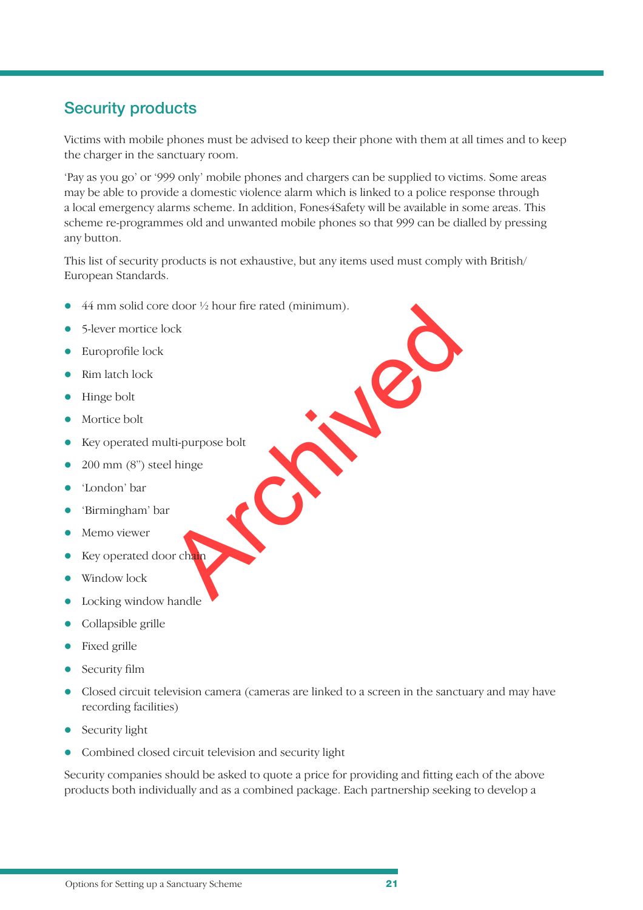## Security products

Victims with mobile phones must be advised to keep their phone with them at all times and to keep the charger in the sanctuary room.

'Pay as you go' or '999 only' mobile phones and chargers can be supplied to victims. Some areas may be able to provide a domestic violence alarm which is linked to a police response through a local emergency alarms scheme. In addition, Fones4Safety will be available in some areas. This scheme re-programmes old and unwanted mobile phones so that 999 can be dialled by pressing any button.

This list of security products is not exhaustive, but any items used must comply with British/European Standards.

- 44 mm solid core door ½ hour fire rated (minimum).
- 5-lever mortice lock
- Europrofile lock
- Rim latch lock
- Hinge bolt
- Mortice bolt
- Key operated multi-purpose bolt
- 200 mm (8") steel hinge
- 'London' bar
- 'Birmingham' bar
- Memo viewer
- Key operated door chain
- Window lock
- Locking window handle
- Collapsible grille
- Fixed grille
- Security film
- Closed circuit television camera (cameras are linked to a screen in the sanctuary and may have recording facilities)
- Security light
- Combined closed circuit television and security light

Security companies should be asked to quote a price for providing and fitting each of the above products both individually and as a combined package. Each partnership seeking to develop a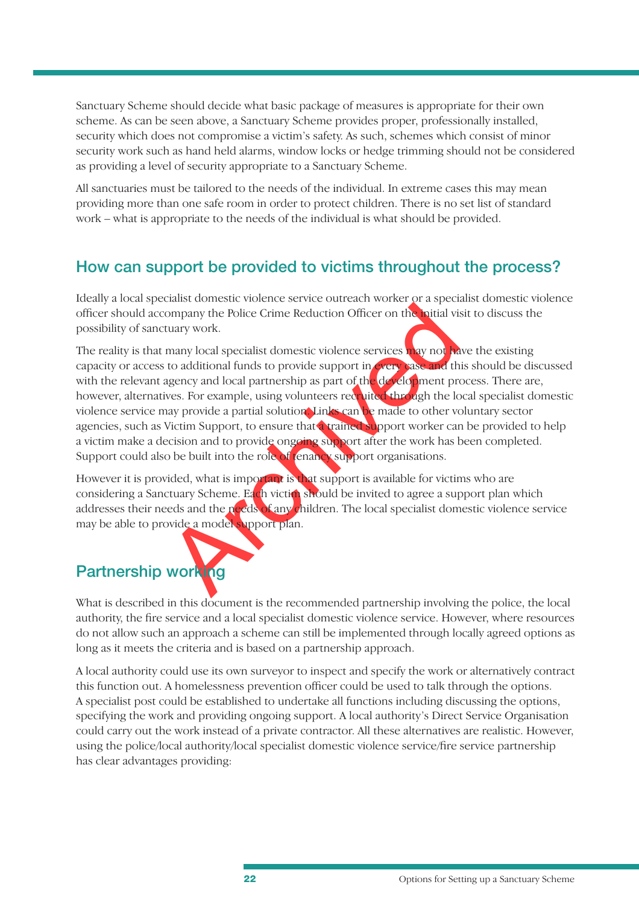Sanctuary Scheme should decide what basic package of measures is appropriate for their own scheme. As can be seen above, a Sanctuary Scheme provides proper, professionally installed, security which does not compromise a victim's safety. As such, schemes which consist of minor security work such as hand held alarms, window locks or hedge trimming should not be considered as providing a level of security appropriate to a Sanctuary Scheme.

All sanctuaries must be tailored to the needs of the individual. In extreme cases this may mean providing more than one safe room in order to protect children. There is no set list of standard work – what is appropriate to the needs of the individual is what should be provided.

## How can support be provided to victims throughout the process?

Ideally a local specialist domestic violence service outreach worker or a specialist domestic violence officer should accompany the Police Crime Reduction Officer on the initial visit to discuss the possibility of sanctuary work.

The reality is that many local specialist domestic violence services may not have the existing capacity or access to additional funds to provide support in every case and this should be discussed with the relevant agency and local partnership as part of the development process. There are, however, alternatives. For example, using volunteers recruited through the local specialist domestic violence service may provide a partial solution. Links can be made to other voluntary sector agencies, such as Victim Support, to ensure that a trained support worker can be provided to help a victim make a decision and to provide ongoing support after the work has been completed. Support could also be built into the role of tenancy support organisations.

However it is provided, what is important is that support is available for victims who are considering a Sanctuary Scheme. Each victim should be invited to agree a support plan which addresses their needs and the needs of any children. The local specialist domestic violence service may be able to provide a model support plan.

## Partnership working

What is described in this document is the recommended partnership involving the police, the local authority, the fire service and a local specialist domestic violence service. However, where resources do not allow such an approach a scheme can still be implemented through locally agreed options as long as it meets the criteria and is based on a partnership approach.

A local authority could use its own surveyor to inspect and specify the work or alternatively contract this function out. A homelessness prevention officer could be used to talk through the options. A specialist post could be established to undertake all functions including discussing the options, specifying the work and providing ongoing support. A local authority's Direct Service Organisation could carry out the work instead of a private contractor. All these alternatives are realistic. However, using the police/local authority/local specialist domestic violence service/fire service partnership has clear advantages providing: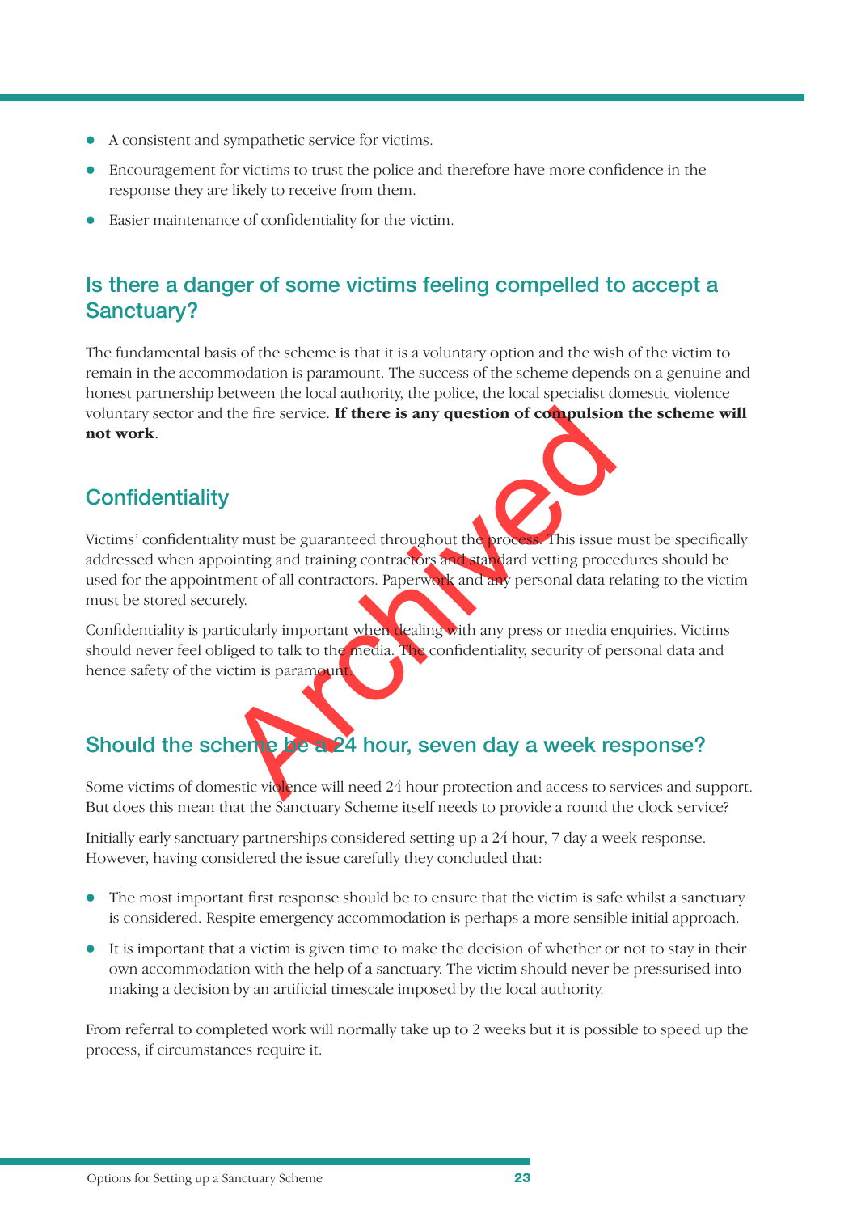- A consistent and sympathetic service for victims.
- Encouragement for victims to trust the police and therefore have more confidence in the response they are likely to receive from them.
- Easier maintenance of confidentiality for the victim.

## Is there a danger of some victims feeling compelled to accept a Sanctuary?

The fundamental basis of the scheme is that it is a voluntary option and the wish of the victim to remain in the accommodation is paramount. The success of the scheme depends on a genuine and honest partnership between the local authority, the police, the local specialist domestic violence voluntary sector and the fire service. **If there is any question of compulsion the scheme will not work**.

## Confidentiality

Victims' confidentiality must be guaranteed throughout the process. This issue must be specifically addressed when appointing and training contractors and standard vetting procedures should be used for the appointment of all contractors. Paperwork and any personal data relating to the victim must be stored securely.

Confidentiality is particularly important when dealing with any press or media enquiries. Victims should never feel obliged to talk to the media. The confidentiality, security of personal data and hence safety of the victim is paramount.

## Should the scheme be a 24 hour, seven day a week response?

Some victims of domestic violence will need 24 hour protection and access to services and support. But does this mean that the Sanctuary Scheme itself needs to provide a round the clock service?

Initially early sanctuary partnerships considered setting up a 24 hour, 7 day a week response. However, having considered the issue carefully they concluded that:

- The most important first response should be to ensure that the victim is safe whilst a sanctuary is considered. Respite emergency accommodation is perhaps a more sensible initial approach.
- It is important that a victim is given time to make the decision of whether or not to stay in their own accommodation with the help of a sanctuary. The victim should never be pressurised into making a decision by an artificial timescale imposed by the local authority.

From referral to completed work will normally take up to 2 weeks but it is possible to speed up the process, if circumstances require it.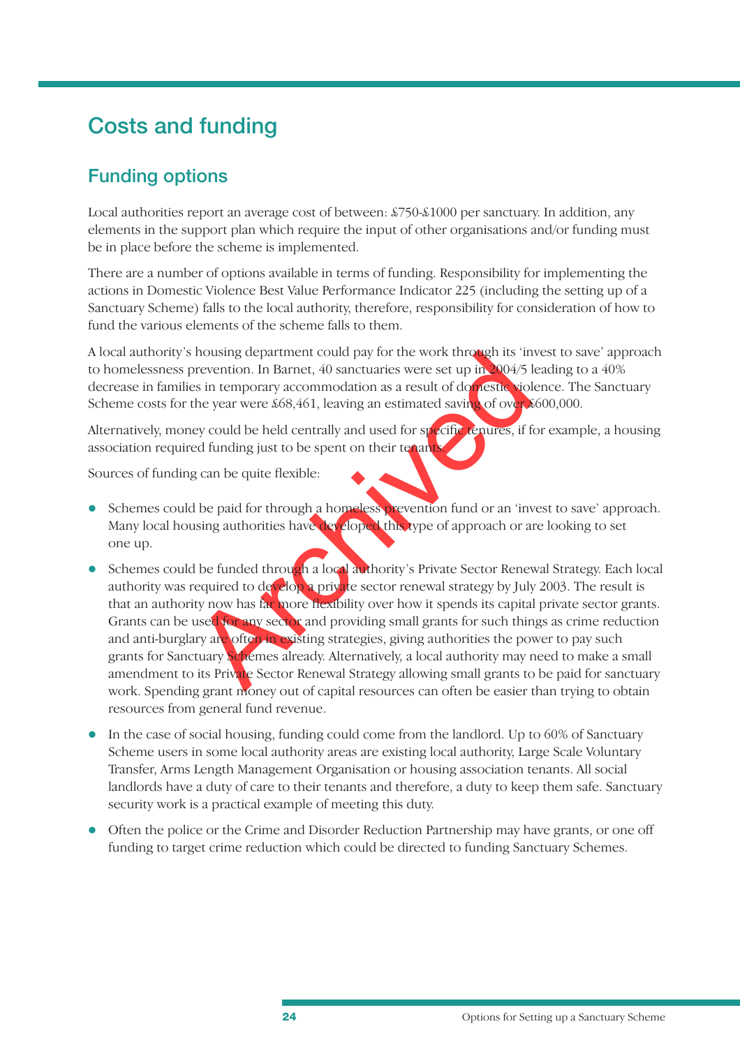# Costs and funding

## Funding options

Local authorities report an average cost of between: £750-£1000 per sanctuary. In addition, any elements in the support plan which require the input of other organisations and/or funding must be in place before the scheme is implemented.

There are a number of options available in terms of funding. Responsibility for implementing the actions in Domestic Violence Best Value Performance Indicator 225 (including the setting up of a Sanctuary Scheme) falls to the local authority, therefore, responsibility for consideration of how to fund the various elements of the scheme falls to them.

A local authority's housing department could pay for the work through its 'invest to save' approach to homelessness prevention. In Barnet, 40 sanctuaries were set up in 2004/5 leading to a 40% decrease in families in temporary accommodation as a result of domestic violence. The Sanctuary Scheme costs for the year were £68,461, leaving an estimated saving of over £600,000.

Alternatively, money could be held centrally and used for specific tenures, if for example, a housing association required funding just to be spent on their tenants.

Sources of funding can be quite flexible:

- Schemes could be paid for through a homeless prevention fund or an 'invest to save' approach. Many local housing authorities have developed this type of approach or are looking to set one up.
- Schemes could be funded through a local authority's Private Sector Renewal Strategy. Each local authority was required to develop a private sector renewal strategy by July 2003. The result is that an authority now has far more flexibility over how it spends its capital private sector grants. Grants can be used for any sector and providing small grants for such things as crime reduction and anti-burglary are often in existing strategies, giving authorities the power to pay such grants for Sanctuary Schemes already. Alternatively, a local authority may need to make a small amendment to its Private Sector Renewal Strategy allowing small grants to be paid for sanctuary work. Spending grant money out of capital resources can often be easier than trying to obtain resources from general fund revenue.
- In the case of social housing, funding could come from the landlord. Up to 60% of Sanctuary Scheme users in some local authority areas are existing local authority, Large Scale Voluntary Transfer, Arms Length Management Organisation or housing association tenants. All social landlords have a duty of care to their tenants and therefore, a duty to keep them safe. Sanctuary security work is a practical example of meeting this duty.
- Often the police or the Crime and Disorder Reduction Partnership may have grants, or one off funding to target crime reduction which could be directed to funding Sanctuary Schemes.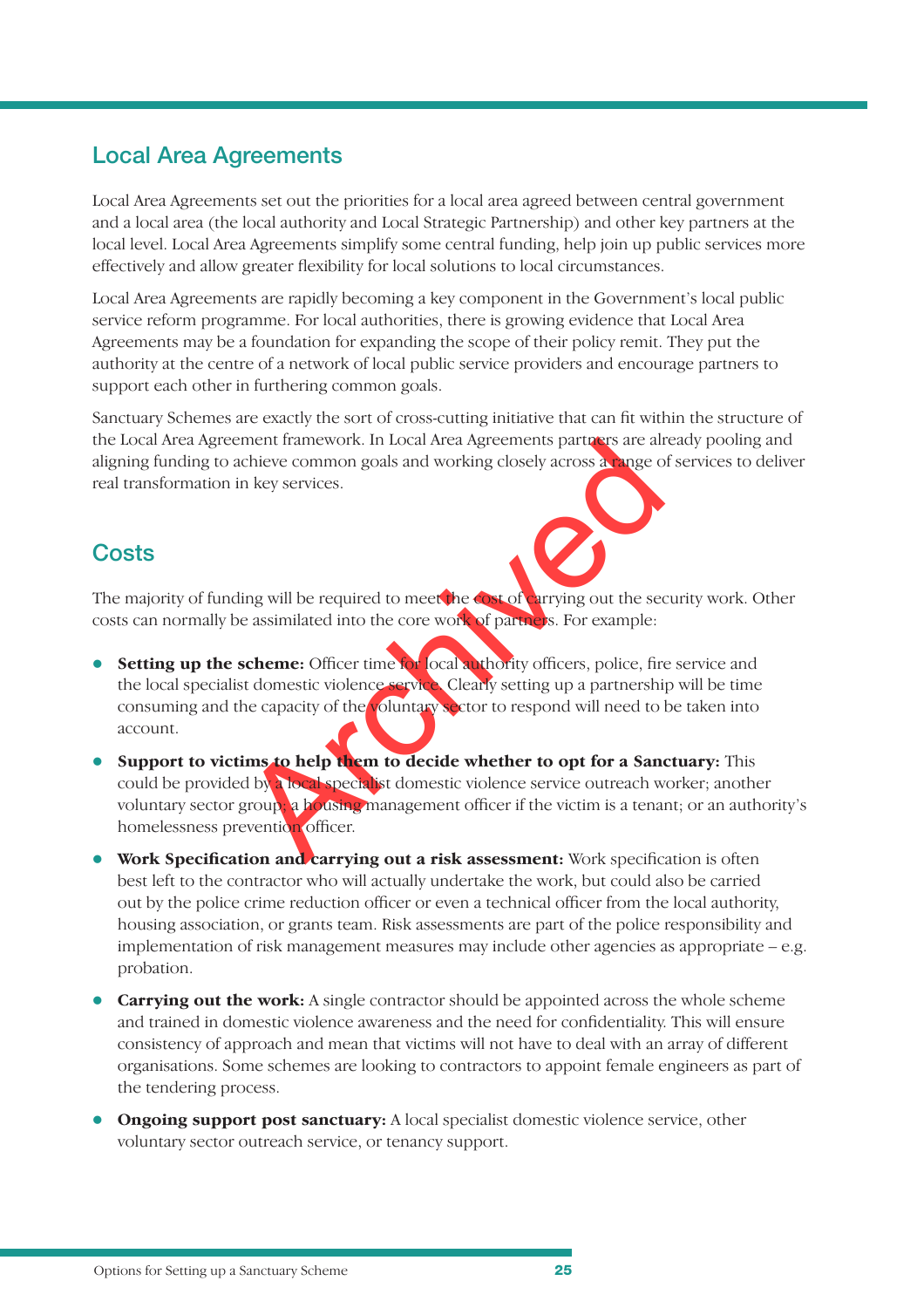## Local Area Agreements

Local Area Agreements set out the priorities for a local area agreed between central government and a local area (the local authority and Local Strategic Partnership) and other key partners at the local level. Local Area Agreements simplify some central funding, help join up public services more effectively and allow greater flexibility for local solutions to local circumstances.

Local Area Agreements are rapidly becoming a key component in the Government's local public service reform programme. For local authorities, there is growing evidence that Local Area Agreements may be a foundation for expanding the scope of their policy remit. They put the authority at the centre of a network of local public service providers and encourage partners to support each other in furthering common goals.

Sanctuary Schemes are exactly the sort of cross-cutting initiative that can fit within the structure of the Local Area Agreement framework. In Local Area Agreements partners are already pooling and aligning funding to achieve common goals and working closely across a range of services to deliver real transformation in key services.

## Costs

The majority of funding will be required to meet the cost of carrying out the security work. Other costs can normally be assimilated into the core work of partners. For example:

- **Setting up the scheme:** Officer time for local authority officers, police, fire service and the local specialist domestic violence service. Clearly setting up a partnership will be time consuming and the capacity of the voluntary sector to respond will need to be taken into account.
- **Support to victims to help them to decide whether to opt for a Sanctuary:** This could be provided by a local specialist domestic violence service outreach worker; another voluntary sector group; a housing management officer if the victim is a tenant; or an authority's homelessness prevention officer.
- **Work Specification and carrying out a risk assessment:** Work specification is often best left to the contractor who will actually undertake the work, but could also be carried out by the police crime reduction officer or even a technical officer from the local authority, housing association, or grants team. Risk assessments are part of the police responsibility and implementation of risk management measures may include other agencies as appropriate – e.g. probation.
- **Carrying out the work:** A single contractor should be appointed across the whole scheme and trained in domestic violence awareness and the need for confidentiality. This will ensure consistency of approach and mean that victims will not have to deal with an array of different organisations. Some schemes are looking to contractors to appoint female engineers as part of the tendering process.
- **Ongoing support post sanctuary:** A local specialist domestic violence service, other voluntary sector outreach service, or tenancy support.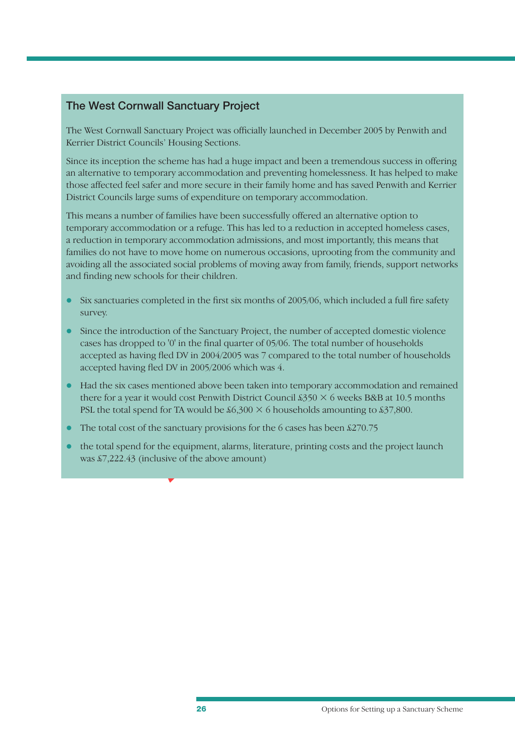## The West Cornwall Sanctuary Project

The West Cornwall Sanctuary Project was officially launched in December 2005 by Penwith and Kerrier District Councils' Housing Sections.

Since its inception the scheme has had a huge impact and been a tremendous success in offering an alternative to temporary accommodation and preventing homelessness. It has helped to make those affected feel safer and more secure in their family home and has saved Penwith and Kerrier District Councils large sums of expenditure on temporary accommodation.

This means a number of families have been successfully offered an alternative option to temporary accommodation or a refuge. This has led to a reduction in accepted homeless cases, a reduction in temporary accommodation admissions, and most importantly, this means that families do not have to move home on numerous occasions, uprooting from the community and avoiding all the associated social problems of moving away from family, friends, support networks and finding new schools for their children.

- Six sanctuaries completed in the first six months of 2005/06, which included a full fire safety survey.
- Since the introduction of the Sanctuary Project, the number of accepted domestic violence cases has dropped to '0' in the final quarter of 05/06. The total number of households accepted as having fled DV in 2004/2005 was 7 compared to the total number of households accepted having fled DV in 2005/2006 which was 4.
- Had the six cases mentioned above been taken into temporary accommodation and remained there for a year it would cost Penwith District Council £350 × 6 weeks B&B at 10.5 months PSL the total spend for TA would be £6,300 × 6 households amounting to £37,800.
- The total cost of the sanctuary provisions for the 6 cases has been £270.75
- the total spend for the equipment, alarms, literature, printing costs and the project launch was £7,222.43 (inclusive of the above amount)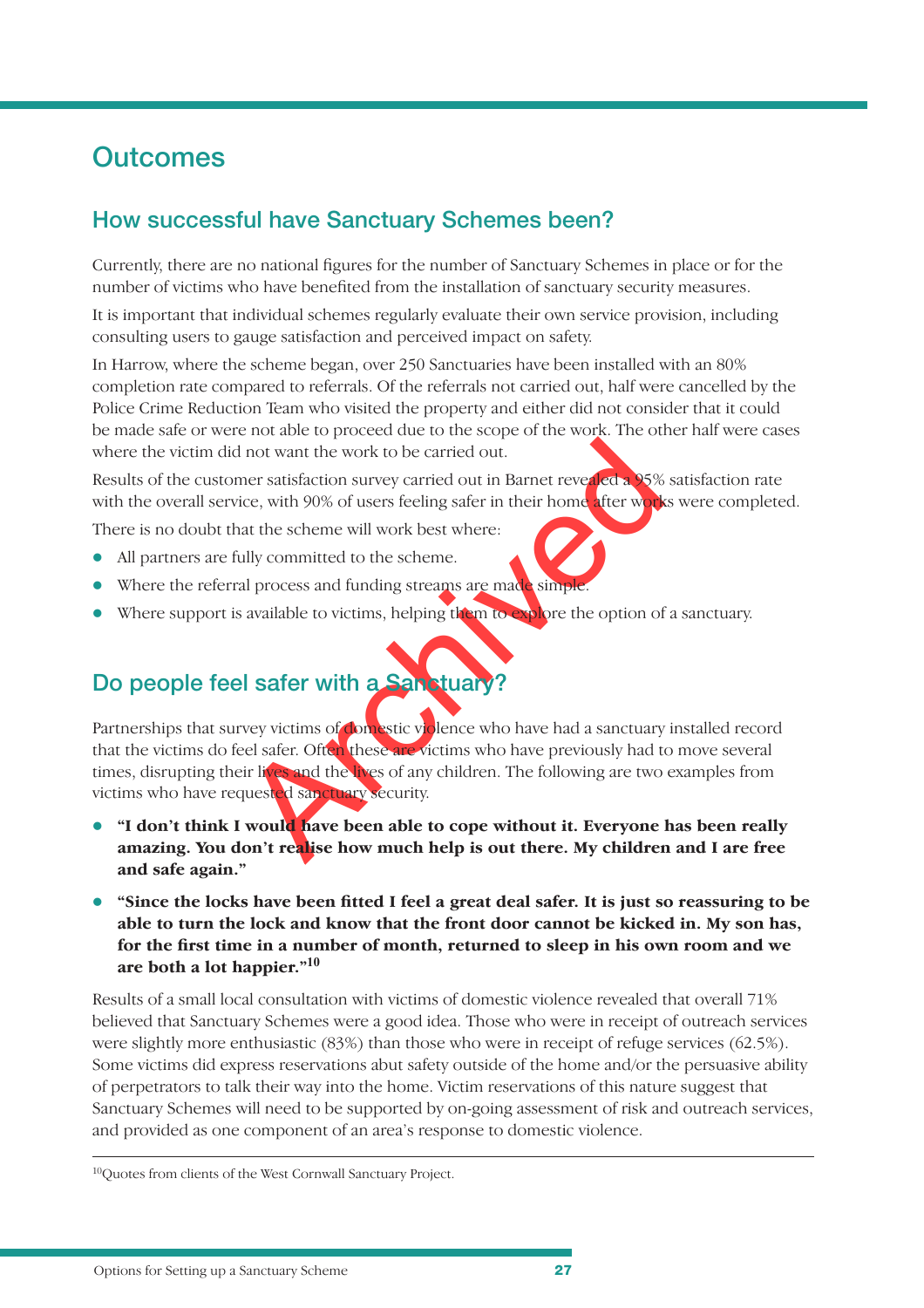# Outcomes

## How successful have Sanctuary Schemes been?

Currently, there are no national figures for the number of Sanctuary Schemes in place or for the number of victims who have benefited from the installation of sanctuary security measures.

It is important that individual schemes regularly evaluate their own service provision, including consulting users to gauge satisfaction and perceived impact on safety.

In Harrow, where the scheme began, over 250 Sanctuaries have been installed with an 80% completion rate compared to referrals. Of the referrals not carried out, half were cancelled by the Police Crime Reduction Team who visited the property and either did not consider that it could be made safe or were not able to proceed due to the scope of the work. The other half were cases where the victim did not want the work to be carried out.

Results of the customer satisfaction survey carried out in Barnet revealed a 95% satisfaction rate with the overall service, with 90% of users feeling safer in their home after works were completed.

There is no doubt that the scheme will work best where:

- All partners are fully committed to the scheme.
- Where the referral process and funding streams are made simple.
- Where support is available to victims, helping them to explore the option of a sanctuary.

## Do people feel safer with a Sanctuary?

Partnerships that survey victims of domestic violence who have had a sanctuary installed record that the victims do feel safer. Often these are victims who have previously had to move several times, disrupting their lives and the lives of any children. The following are two examples from victims who have requested sanctuary security.

- **"I don't think I would have been able to cope without it. Everyone has been really amazing. You don't realise how much help is out there. My children and I are free and safe again."**
- **"Since the locks have been fitted I feel a great deal safer. It is just so reassuring to be able to turn the lock and know that the front door cannot be kicked in. My son has, for the first time in a number of month, returned to sleep in his own room and we are both a lot happier."**[10]

Results of a small local consultation with victims of domestic violence revealed that overall 71% believed that Sanctuary Schemes were a good idea. Those who were in receipt of outreach services were slightly more enthusiastic (83%) than those who were in receipt of refuge services (62.5%). Some victims did express reservations abut safety outside of the home and/or the persuasive ability of perpetrators to talk their way into the home. Victim reservations of this nature suggest that Sanctuary Schemes will need to be supported by on-going assessment of risk and outreach services, and provided as one component of an area's response to domestic violence.

---

[10]Quotes from clients of the West Cornwall Sanctuary Project.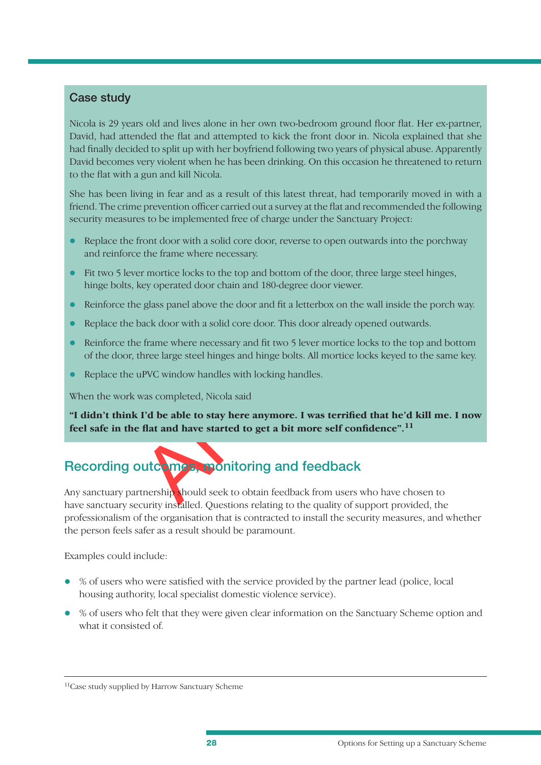## Case study

Nicola is 29 years old and lives alone in her own two-bedroom ground floor flat. Her ex-partner, David, had attended the flat and attempted to kick the front door in. Nicola explained that she had finally decided to split up with her boyfriend following two years of physical abuse. Apparently David becomes very violent when he has been drinking. On this occasion he threatened to return to the flat with a gun and kill Nicola.

She has been living in fear and as a result of this latest threat, had temporarily moved in with a friend. The crime prevention officer carried out a survey at the flat and recommended the following security measures to be implemented free of charge under the Sanctuary Project:

- Replace the front door with a solid core door, reverse to open outwards into the porchway and reinforce the frame where necessary.
- Fit two 5 lever mortice locks to the top and bottom of the door, three large steel hinges, hinge bolts, key operated door chain and 180-degree door viewer.
- Reinforce the glass panel above the door and fit a letterbox on the wall inside the porch way.
- Replace the back door with a solid core door. This door already opened outwards.
- Reinforce the frame where necessary and fit two 5 lever mortice locks to the top and bottom of the door, three large steel hinges and hinge bolts. All mortice locks keyed to the same key.
- Replace the uPVC window handles with locking handles.

When the work was completed, Nicola said

**"I didn't think I'd be able to stay here anymore. I was terrified that he'd kill me. I now feel safe in the flat and have started to get a bit more self confidence".[11]**

## Recording outcomes, monitoring and feedback

Any sanctuary partnership should seek to obtain feedback from users who have chosen to have sanctuary security installed. Questions relating to the quality of support provided, the professionalism of the organisation that is contracted to install the security measures, and whether the person feels safer as a result should be paramount.

Examples could include:

- % of users who were satisfied with the service provided by the partner lead (police, local housing authority, local specialist domestic violence service).
- % of users who felt that they were given clear information on the Sanctuary Scheme option and what it consisted of.

[11] Case study supplied by Harrow Sanctuary Scheme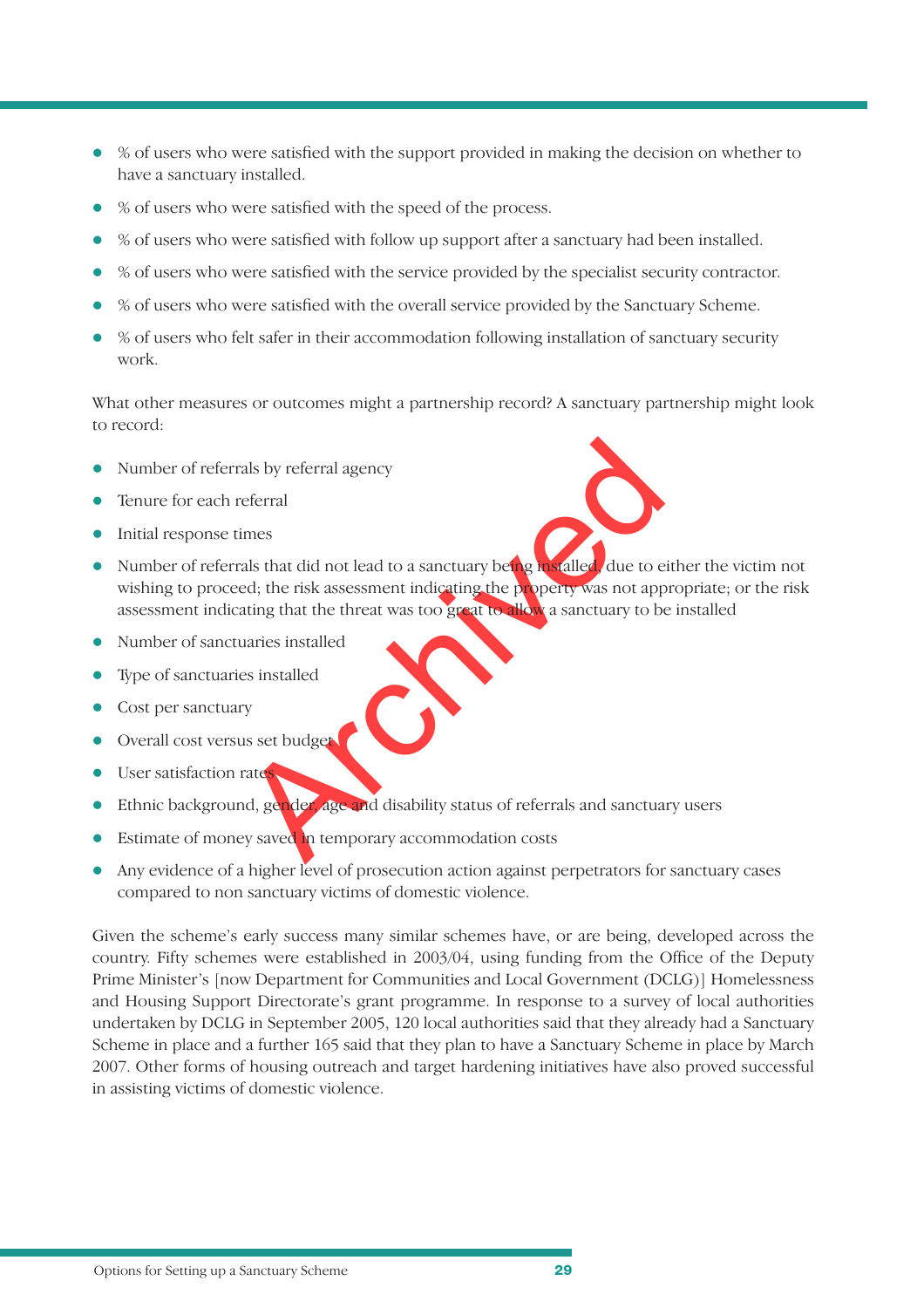- % of users who were satisfied with the support provided in making the decision on whether to have a sanctuary installed.
- % of users who were satisfied with the speed of the process.
- % of users who were satisfied with follow up support after a sanctuary had been installed.
- % of users who were satisfied with the service provided by the specialist security contractor.
- % of users who were satisfied with the overall service provided by the Sanctuary Scheme.
- % of users who felt safer in their accommodation following installation of sanctuary security work.

What other measures or outcomes might a partnership record? A sanctuary partnership might look to record:

- Number of referrals by referral agency
- Tenure for each referral
- Initial response times
- Number of referrals that did not lead to a sanctuary being installed, due to either the victim not wishing to proceed; the risk assessment indicating the property was not appropriate; or the risk assessment indicating that the threat was too great to allow a sanctuary to be installed
- Number of sanctuaries installed
- Type of sanctuaries installed
- Cost per sanctuary
- Overall cost versus set budget
- User satisfaction rates
- Ethnic background, gender, age and disability status of referrals and sanctuary users
- Estimate of money saved in temporary accommodation costs
- Any evidence of a higher level of prosecution action against perpetrators for sanctuary cases compared to non sanctuary victims of domestic violence.

Given the scheme's early success many similar schemes have, or are being, developed across the country. Fifty schemes were established in 2003/04, using funding from the Office of the Deputy Prime Minister's [now Department for Communities and Local Government (DCLG)] Homelessness and Housing Support Directorate's grant programme. In response to a survey of local authorities undertaken by DCLG in September 2005, 120 local authorities said that they already had a Sanctuary Scheme in place and a further 165 said that they plan to have a Sanctuary Scheme in place by March 2007. Other forms of housing outreach and target hardening initiatives have also proved successful in assisting victims of domestic violence.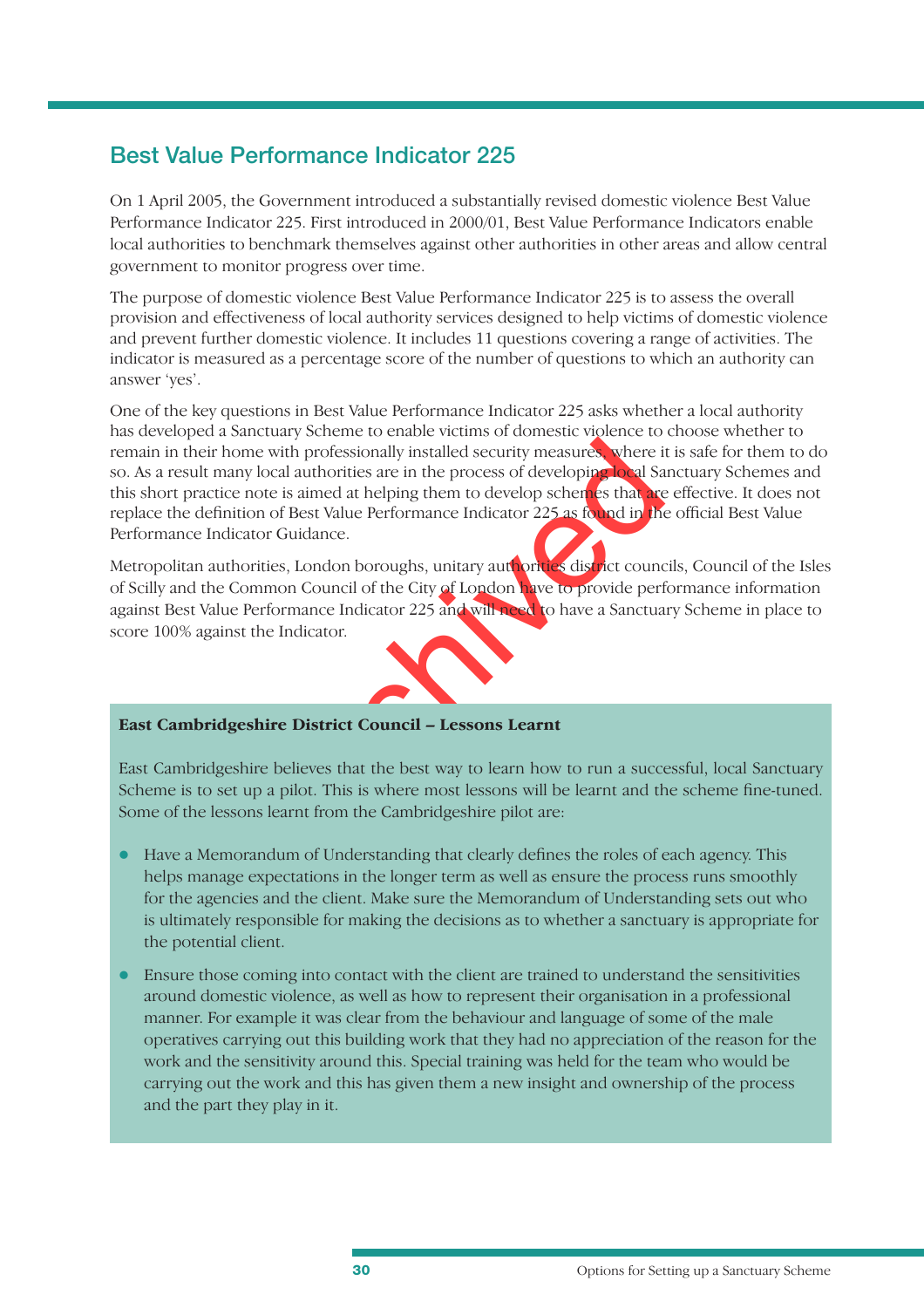## Best Value Performance Indicator 225

On 1 April 2005, the Government introduced a substantially revised domestic violence Best Value Performance Indicator 225. First introduced in 2000/01, Best Value Performance Indicators enable local authorities to benchmark themselves against other authorities in other areas and allow central government to monitor progress over time.

The purpose of domestic violence Best Value Performance Indicator 225 is to assess the overall provision and effectiveness of local authority services designed to help victims of domestic violence and prevent further domestic violence. It includes 11 questions covering a range of activities. The indicator is measured as a percentage score of the number of questions to which an authority can answer 'yes'.

One of the key questions in Best Value Performance Indicator 225 asks whether a local authority has developed a Sanctuary Scheme to enable victims of domestic violence to choose whether to remain in their home with professionally installed security measures, where it is safe for them to do so. As a result many local authorities are in the process of developing local Sanctuary Schemes and this short practice note is aimed at helping them to develop schemes that are effective. It does not replace the definition of Best Value Performance Indicator 225 as found in the official Best Value Performance Indicator Guidance.

Metropolitan authorities, London boroughs, unitary authorities district councils, Council of the Isles of Scilly and the Common Council of the City of London have to provide performance information against Best Value Performance Indicator 225 and will need to have a Sanctuary Scheme in place to score 100% against the Indicator.

**East Cambridgeshire District Council – Lessons Learnt**

East Cambridgeshire believes that the best way to learn how to run a successful, local Sanctuary Scheme is to set up a pilot. This is where most lessons will be learnt and the scheme fine-tuned. Some of the lessons learnt from the Cambridgeshire pilot are:

- Have a Memorandum of Understanding that clearly defines the roles of each agency. This helps manage expectations in the longer term as well as ensure the process runs smoothly for the agencies and the client. Make sure the Memorandum of Understanding sets out who is ultimately responsible for making the decisions as to whether a sanctuary is appropriate for the potential client.
- Ensure those coming into contact with the client are trained to understand the sensitivities around domestic violence, as well as how to represent their organisation in a professional manner. For example it was clear from the behaviour and language of some of the male operatives carrying out this building work that they had no appreciation of the reason for the work and the sensitivity around this. Special training was held for the team who would be carrying out the work and this has given them a new insight and ownership of the process and the part they play in it.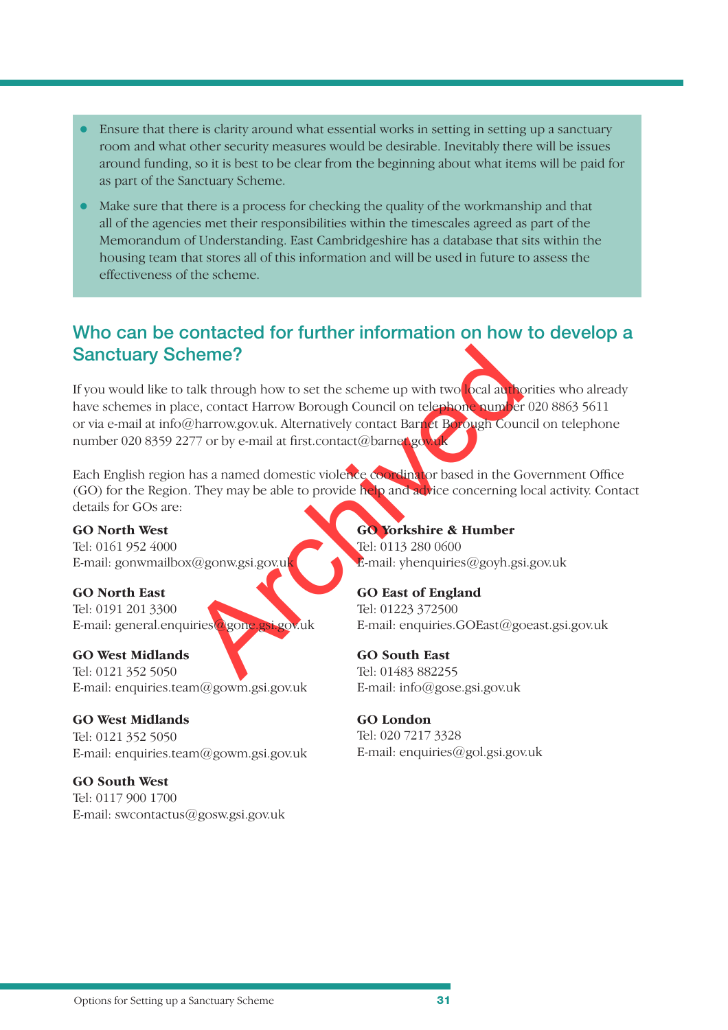- Ensure that there is clarity around what essential works in setting in setting up a sanctuary room and what other security measures would be desirable. Inevitably there will be issues around funding, so it is best to be clear from the beginning about what items will be paid for as part of the Sanctuary Scheme.
- Make sure that there is a process for checking the quality of the workmanship and that all of the agencies met their responsibilities within the timescales agreed as part of the Memorandum of Understanding. East Cambridgeshire has a database that sits within the housing team that stores all of this information and will be used in future to assess the effectiveness of the scheme.

## Who can be contacted for further information on how to develop a Sanctuary Scheme?

If you would like to talk through how to set the scheme up with two local authorities who already have schemes in place, contact Harrow Borough Council on telephone number 020 8863 5611 or via e-mail at info@harrow.gov.uk. Alternatively contact Barnet Borough Council on telephone number 020 8359 2277 or by e-mail at first.contact@barnet.gov.uk

Each English region has a named domestic violence coordinator based in the Government Office (GO) for the Region. They may be able to provide help and advice concerning local activity. Contact details for GOs are:

**GO North West**
Tel: 0161 952 4000
E-mail: gonwmailbox@gonw.gsi.gov.uk

**GO North East**
Tel: 0191 201 3300
E-mail: general.enquiries@gone.gsi.gov.uk

**GO West Midlands**
Tel: 0121 352 5050
E-mail: enquiries.team@gowm.gsi.gov.uk

**GO West Midlands**
Tel: 0121 352 5050
E-mail: enquiries.team@gowm.gsi.gov.uk

**GO South West**
Tel: 0117 900 1700
E-mail: swcontactus@gosw.gsi.gov.uk

**GO Yorkshire & Humber**
Tel: 0113 280 0600
E-mail: yhenquiries@goyh.gsi.gov.uk

**GO East of England**
Tel: 01223 372500
E-mail: enquiries.GOEast@goeast.gsi.gov.uk

**GO South East**
Tel: 01483 882255
E-mail: info@gose.gsi.gov.uk

**GO London**
Tel: 020 7217 3328
E-mail: enquiries@gol.gsi.gov.uk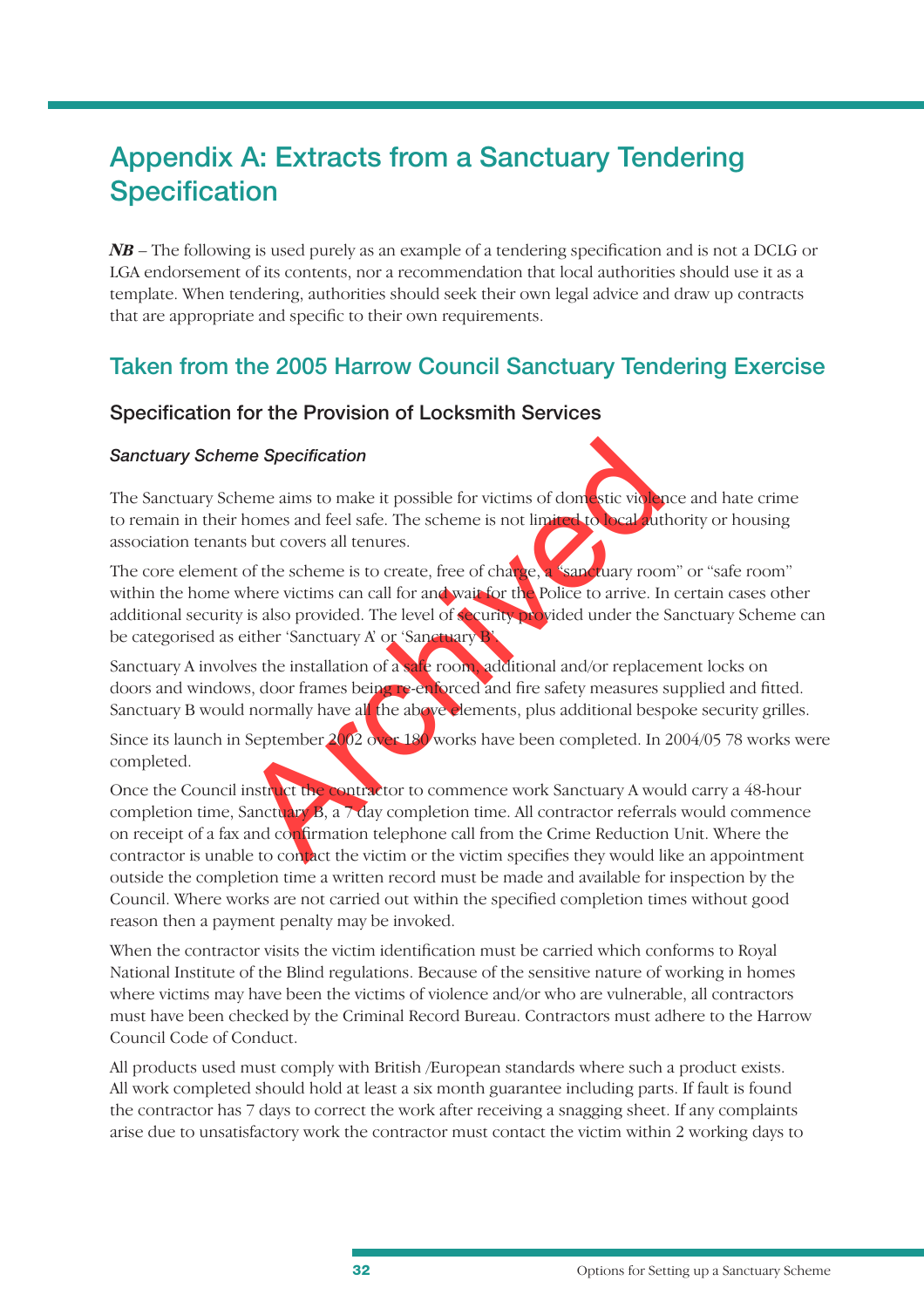# Appendix A: Extracts from a Sanctuary Tendering Specification

***NB*** – The following is used purely as an example of a tendering specification and is not a DCLG or LGA endorsement of its contents, nor a recommendation that local authorities should use it as a template. When tendering, authorities should seek their own legal advice and draw up contracts that are appropriate and specific to their own requirements.

## Taken from the 2005 Harrow Council Sanctuary Tendering Exercise

### Specification for the Provision of Locksmith Services

***Sanctuary Scheme Specification***

The Sanctuary Scheme aims to make it possible for victims of domestic violence and hate crime to remain in their homes and feel safe. The scheme is not limited to local authority or housing association tenants but covers all tenures.

The core element of the scheme is to create, free of charge, a "sanctuary room" or "safe room" within the home where victims can call for and wait for the Police to arrive. In certain cases other additional security is also provided. The level of security provided under the Sanctuary Scheme can be categorised as either 'Sanctuary A' or 'Sanctuary B'.

Sanctuary A involves the installation of a safe room, additional and/or replacement locks on doors and windows, door frames being re-enforced and fire safety measures supplied and fitted. Sanctuary B would normally have all the above elements, plus additional bespoke security grilles.

Since its launch in September 2002 over 180 works have been completed. In 2004/05 78 works were completed.

Once the Council instruct the contractor to commence work Sanctuary A would carry a 48-hour completion time, Sanctuary B, a 7 day completion time. All contractor referrals would commence on receipt of a fax and confirmation telephone call from the Crime Reduction Unit. Where the contractor is unable to contact the victim or the victim specifies they would like an appointment outside the completion time a written record must be made and available for inspection by the Council. Where works are not carried out within the specified completion times without good reason then a payment penalty may be invoked.

When the contractor visits the victim identification must be carried which conforms to Royal National Institute of the Blind regulations. Because of the sensitive nature of working in homes where victims may have been the victims of violence and/or who are vulnerable, all contractors must have been checked by the Criminal Record Bureau. Contractors must adhere to the Harrow Council Code of Conduct.

All products used must comply with British /European standards where such a product exists. All work completed should hold at least a six month guarantee including parts. If fault is found the contractor has 7 days to correct the work after receiving a snagging sheet. If any complaints arise due to unsatisfactory work the contractor must contact the victim within 2 working days to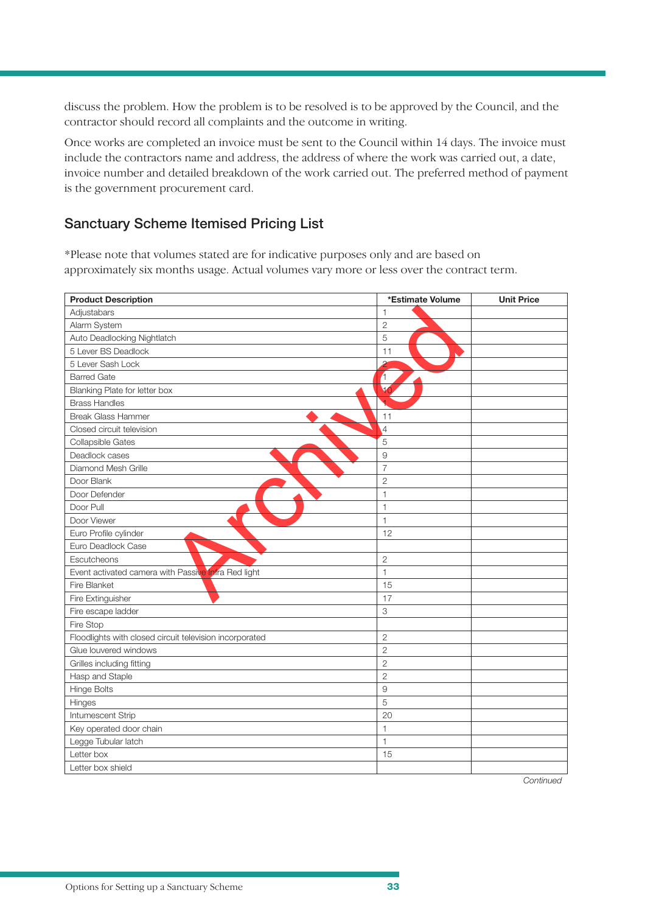discuss the problem. How the problem is to be resolved is to be approved by the Council, and the contractor should record all complaints and the outcome in writing.

Once works are completed an invoice must be sent to the Council within 14 days. The invoice must include the contractors name and address, the address of where the work was carried out, a date, invoice number and detailed breakdown of the work carried out. The preferred method of payment is the government procurement card.

## Sanctuary Scheme Itemised Pricing List

*Please note that volumes stated are for indicative purposes only and are based on approximately six months usage. Actual volumes vary more or less over the contract term.

| Product Description | *Estimate Volume | Unit Price |
|---|---|---|
| Adjustabars | 1 | |
| Alarm System | 2 | |
| Auto Deadlocking Nightlatch | 5 | |
| 5 Lever BS Deadlock | 11 | |
| 5 Lever Sash Lock | 2 | |
| Barred Gate | 1 | |
| Blanking Plate for letter box | 10 | |
| Brass Handles | 1 | |
| Break Glass Hammer | 11 | |
| Closed circuit television | 4 | |
| Collapsible Gates | 5 | |
| Deadlock cases | 9 | |
| Diamond Mesh Grille | 7 | |
| Door Blank | 2 | |
| Door Defender | 1 | |
| Door Pull | 1 | |
| Door Viewer | 1 | |
| Euro Profile cylinder | 12 | |
| Euro Deadlock Case | | |
| Escutcheons | 2 | |
| Event activated camera with Passive Infra Red light | 1 | |
| Fire Blanket | 15 | |
| Fire Extinguisher | 17 | |
| Fire escape ladder | 3 | |
| Fire Stop | | |
| Floodlights with closed circuit television incorporated | 2 | |
| Glue louvered windows | 2 | |
| Grilles including fitting | 2 | |
| Hasp and Staple | 2 | |
| Hinge Bolts | 9 | |
| Hinges | 5 | |
| Intumescent Strip | 20 | |
| Key operated door chain | 1 | |
| Legge Tubular latch | 1 | |
| Letter box | 15 | |
| Letter box shield | | |

*Continued*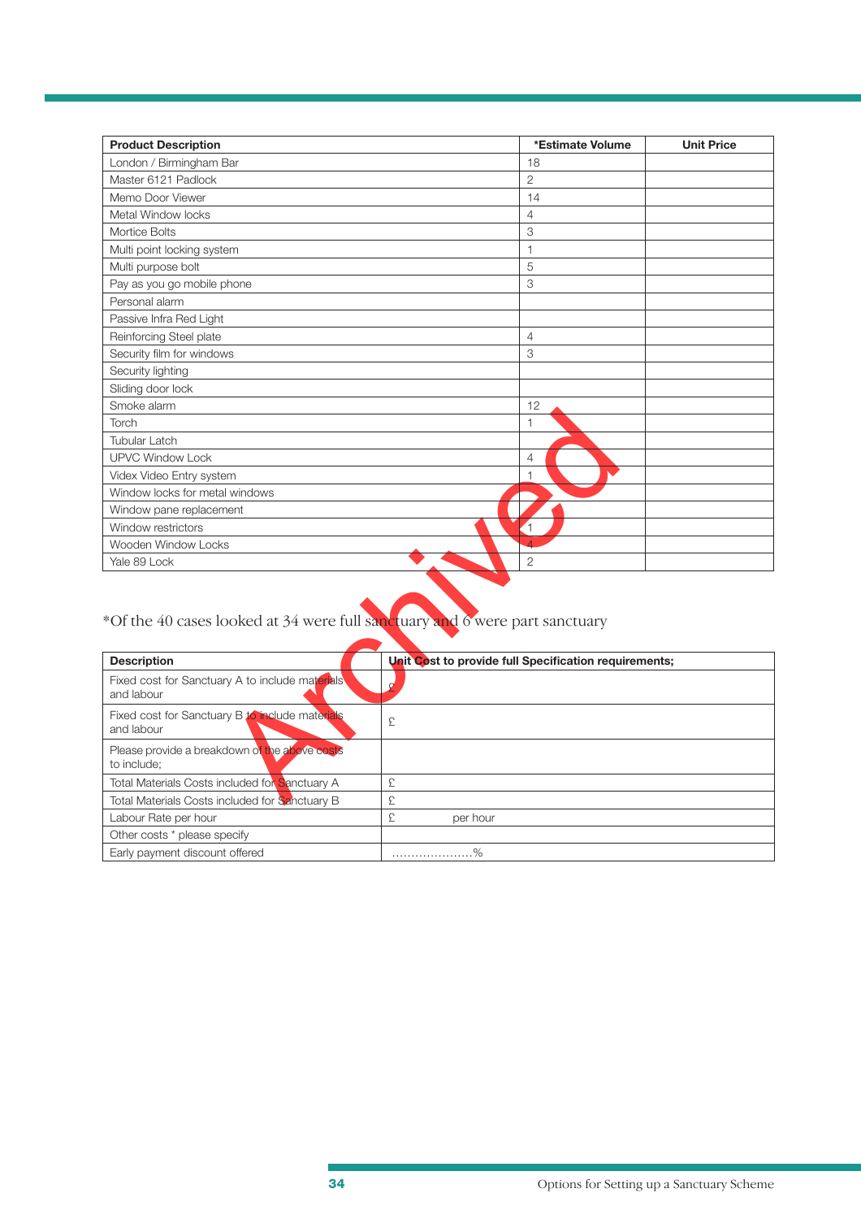| Product Description | *Estimate Volume | Unit Price |
|---|---|---|
| London / Birmingham Bar | 18 | |
| Master 6121 Padlock | 2 | |
| Memo Door Viewer | 14 | |
| Metal Window locks | 4 | |
| Mortice Bolts | 3 | |
| Multi point locking system | 1 | |
| Multi purpose bolt | 5 | |
| Pay as you go mobile phone | 3 | |
| Personal alarm | | |
| Passive Infra Red Light | | |
| Reinforcing Steel plate | 4 | |
| Security film for windows | 3 | |
| Security lighting | | |
| Sliding door lock | | |
| Smoke alarm | 12 | |
| Torch | 1 | |
| Tubular Latch | | |
| UPVC Window Lock | 4 | |
| Videx Video Entry system | 1 | |
| Window locks for metal windows | | |
| Window pane replacement | | |
| Window restrictors | 1 | |
| Wooden Window Locks | 4 | |
| Yale 89 Lock | 2 | |

*Of the 40 cases looked at 34 were full sanctuary and 6 were part sanctuary

| Description | Unit Cost to provide full Specification requirements; |
|---|---|
| Fixed cost for Sanctuary A to include materials and labour | £ |
| Fixed cost for Sanctuary B to include materials and labour | £ |
| Please provide a breakdown of the above costs to include; | |
| Total Materials Costs included for Sanctuary A | £ |
| Total Materials Costs included for Sanctuary B | £ |
| Labour Rate per hour | £ per hour |
| Other costs * please specify | |
| Early payment discount offered | ………………….% |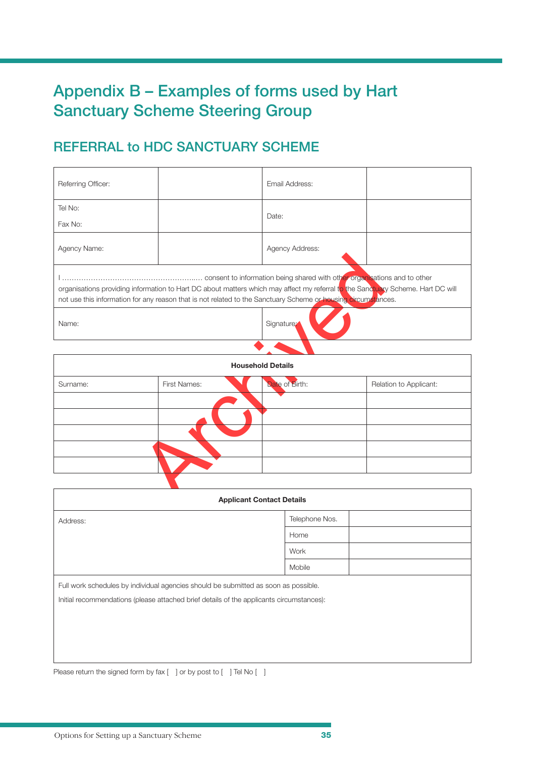# Appendix B – Examples of forms used by Hart Sanctuary Scheme Steering Group

## REFERRAL to HDC SANCTUARY SCHEME

| Referring Officer: | | Email Address: | |
|---|---|---|---|
| Tel No:<br>Fax No: | | Date: | |
| Agency Name: | | Agency Address: | |
| I ………………………………………………..… consent to information being shared with other organisations and to other organisations providing information to Hart DC about matters which may affect my referral to the Sanctuary Scheme. Hart DC will not use this information for any reason that is not related to the Sanctuary Scheme or housing circumstances. | | | |
| Name: | | Signature: | |

Archived

| Household Details | | | |
|---|---|---|---|
| Surname: | First Names: | Date of Birth: | Relation to Applicant: |
| | | | |
| | | | |
| | | | |
| | | | |
| | | | |

| Applicant Contact Details | | |
|---|---|---|
| Address: | Telephone Nos. | |
| | Home | |
| | Work | |
| | Mobile | |
| Full work schedules by individual agencies should be submitted as soon as possible.<br>Initial recommendations (please attached brief details of the applicants circumstances): | | |

Please return the signed form by fax [ ] or by post to [ ] Tel No [ ]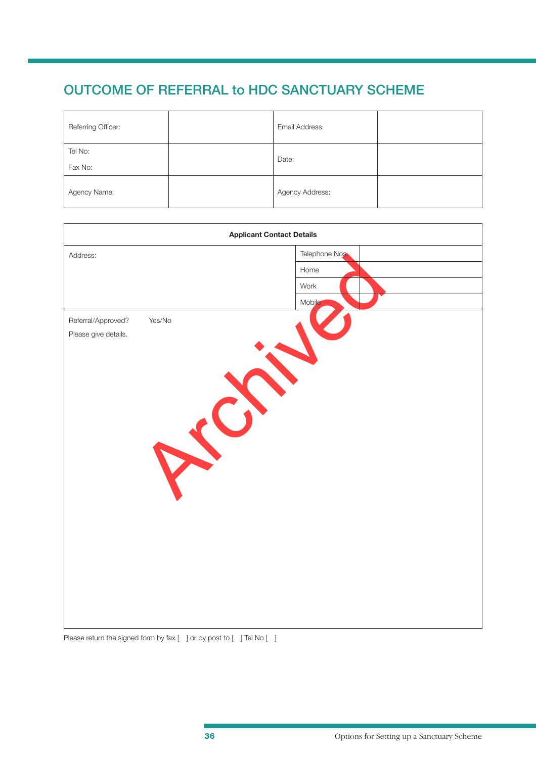# OUTCOME OF REFERRAL to HDC SANCTUARY SCHEME

| Referring Officer: | | Email Address: | |
|---|---|---|---|
| Tel No:<br>Fax No: | | Date: | |
| Agency Name: | | Agency Address: | |

| Applicant Contact Details | | |
|---|---|---|
| Address: | Telephone Nos | |
| | Home | |
| | Work | |
| | Mobile | |
| Referral/Approved? Yes/No<br>Please give details. | | |

Please return the signed form by fax [ ] or by post to [ ] Tel No [ ]

Archived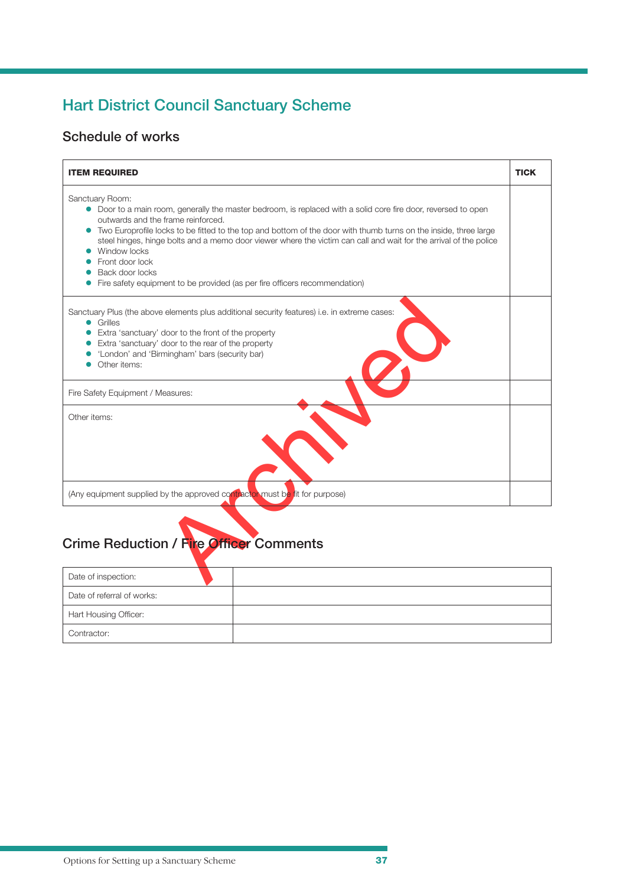# Hart District Council Sanctuary Scheme

## Schedule of works

| ITEM REQUIRED | TICK |
|---|---|
| Sanctuary Room:<br>• Door to a main room, generally the master bedroom, is replaced with a solid core fire door, reversed to open outwards and the frame reinforced.<br>• Two Europrofile locks to be fitted to the top and bottom of the door with thumb turns on the inside, three large steel hinges, hinge bolts and a memo door viewer where the victim can call and wait for the arrival of the police<br>• Window locks<br>• Front door lock<br>• Back door locks<br>• Fire safety equipment to be provided (as per fire officers recommendation) | |
| Sanctuary Plus (the above elements plus additional security features) i.e. in extreme cases:<br>• Grilles<br>• Extra 'sanctuary' door to the front of the property<br>• Extra 'sanctuary' door to the rear of the property<br>• 'London' and 'Birmingham' bars (security bar)<br>• Other items: | |
| Fire Safety Equipment / Measures: | |
| Other items: | |
| (Any equipment supplied by the approved contractor must be fit for purpose) | |

## Crime Reduction / Fire Officer Comments

| | |
|---|---|
| Date of inspection: | |
| Date of referral of works: | |
| Hart Housing Officer: | |
| Contractor: | |

Archived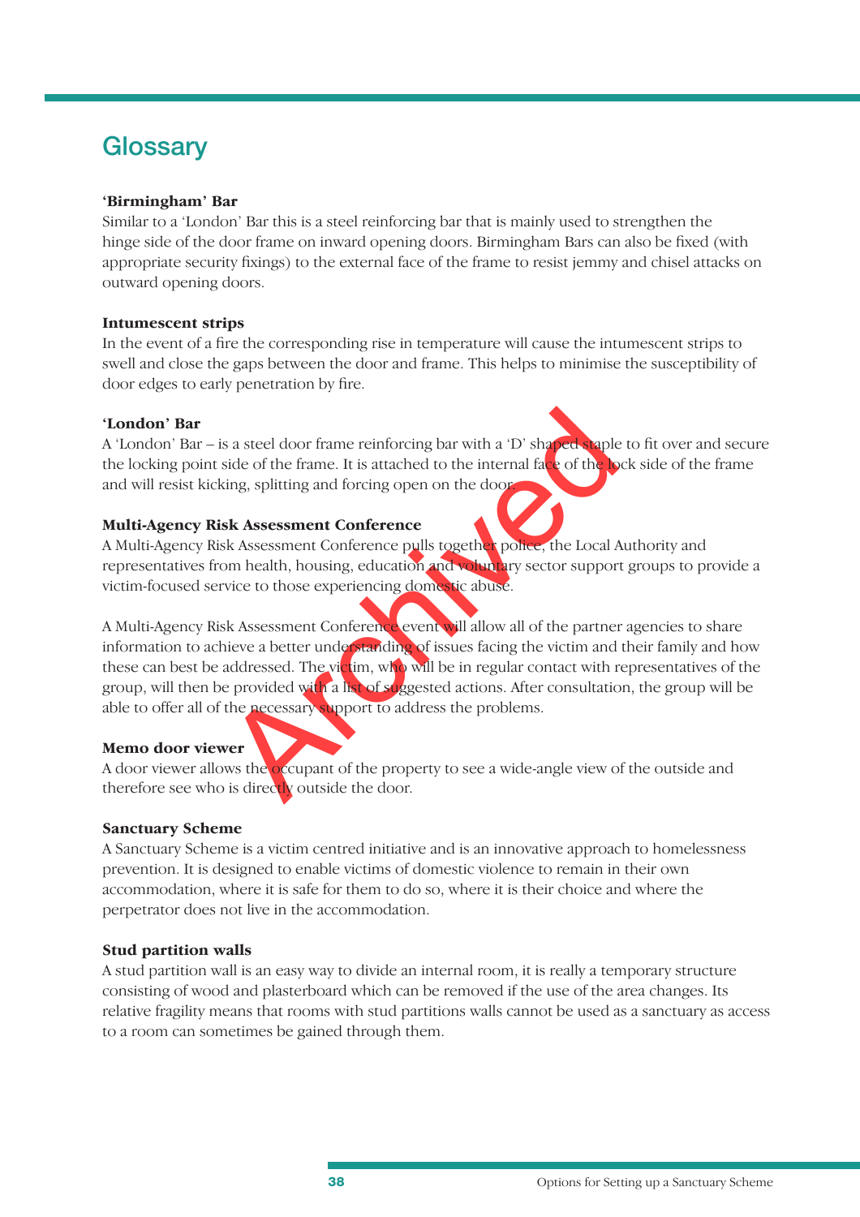# Glossary

**'Birmingham' Bar**
Similar to a 'London' Bar this is a steel reinforcing bar that is mainly used to strengthen the hinge side of the door frame on inward opening doors. Birmingham Bars can also be fixed (with appropriate security fixings) to the external face of the frame to resist jemmy and chisel attacks on outward opening doors.

**Intumescent strips**
In the event of a fire the corresponding rise in temperature will cause the intumescent strips to swell and close the gaps between the door and frame. This helps to minimise the susceptibility of door edges to early penetration by fire.

**'London' Bar**
A 'London' Bar – is a steel door frame reinforcing bar with a 'D' shaped staple to fit over and secure the locking point side of the frame. It is attached to the internal face of the lock side of the frame and will resist kicking, splitting and forcing open on the door.

**Multi-Agency Risk Assessment Conference**
A Multi-Agency Risk Assessment Conference pulls together police, the Local Authority and representatives from health, housing, education and voluntary sector support groups to provide a victim-focused service to those experiencing domestic abuse.

A Multi-Agency Risk Assessment Conference event will allow all of the partner agencies to share information to achieve a better understanding of issues facing the victim and their family and how these can best be addressed. The victim, who will be in regular contact with representatives of the group, will then be provided with a list of suggested actions. After consultation, the group will be able to offer all of the necessary support to address the problems.

**Memo door viewer**
A door viewer allows the occupant of the property to see a wide-angle view of the outside and therefore see who is directly outside the door.

**Sanctuary Scheme**
A Sanctuary Scheme is a victim centred initiative and is an innovative approach to homelessness prevention. It is designed to enable victims of domestic violence to remain in their own accommodation, where it is safe for them to do so, where it is their choice and where the perpetrator does not live in the accommodation.

**Stud partition walls**
A stud partition wall is an easy way to divide an internal room, it is really a temporary structure consisting of wood and plasterboard which can be removed if the use of the area changes. Its relative fragility means that rooms with stud partitions walls cannot be used as a sanctuary as access to a room can sometimes be gained through them.